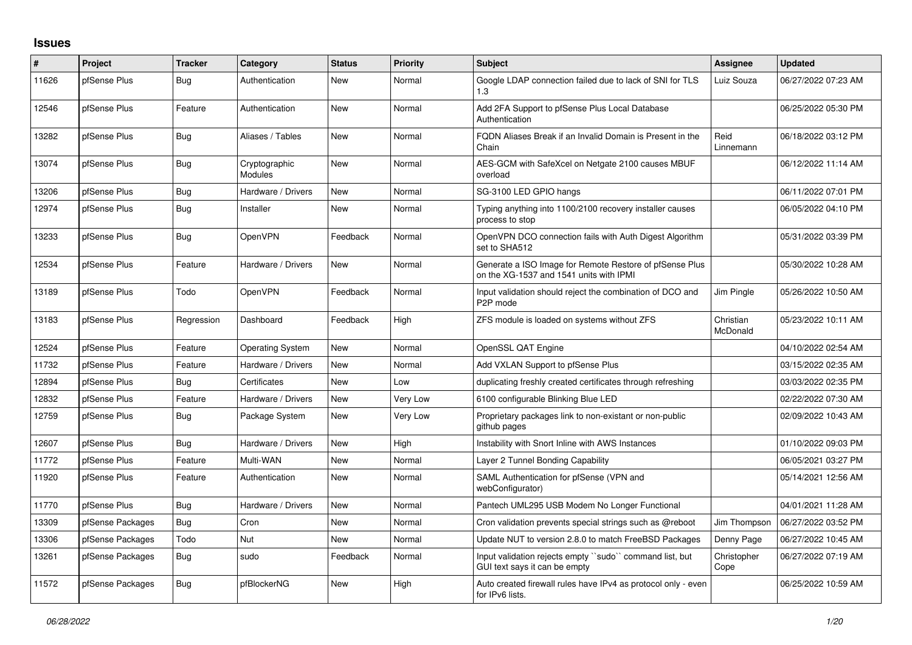## Issues

| # | Project | Tracker | Category | Status | Priority | Subject | Assignee | Updated |
|---|---|---|---|---|---|---|---|---|
| 11626 | pfSense Plus | Bug | Authentication | New | Normal | Google LDAP connection failed due to lack of SNI for TLS 1.3 | Luiz Souza | 06/27/2022 07:23 AM |
| 12546 | pfSense Plus | Feature | Authentication | New | Normal | Add 2FA Support to pfSense Plus Local Database Authentication | | 06/25/2022 05:30 PM |
| 13282 | pfSense Plus | Bug | Aliases / Tables | New | Normal | FQDN Aliases Break if an Invalid Domain is Present in the Chain | Reid Linnemann | 06/18/2022 03:12 PM |
| 13074 | pfSense Plus | Bug | Cryptographic Modules | New | Normal | AES-GCM with SafeXcel on Netgate 2100 causes MBUF overload | | 06/12/2022 11:14 AM |
| 13206 | pfSense Plus | Bug | Hardware / Drivers | New | Normal | SG-3100 LED GPIO hangs | | 06/11/2022 07:01 PM |
| 12974 | pfSense Plus | Bug | Installer | New | Normal | Typing anything into 1100/2100 recovery installer causes process to stop | | 06/05/2022 04:10 PM |
| 13233 | pfSense Plus | Bug | OpenVPN | Feedback | Normal | OpenVPN DCO connection fails with Auth Digest Algorithm set to SHA512 | | 05/31/2022 03:39 PM |
| 12534 | pfSense Plus | Feature | Hardware / Drivers | New | Normal | Generate a ISO Image for Remote Restore of pfSense Plus on the XG-1537 and 1541 units with IPMI | | 05/30/2022 10:28 AM |
| 13189 | pfSense Plus | Todo | OpenVPN | Feedback | Normal | Input validation should reject the combination of DCO and P2P mode | Jim Pingle | 05/26/2022 10:50 AM |
| 13183 | pfSense Plus | Regression | Dashboard | Feedback | High | ZFS module is loaded on systems without ZFS | Christian McDonald | 05/23/2022 10:11 AM |
| 12524 | pfSense Plus | Feature | Operating System | New | Normal | OpenSSL QAT Engine | | 04/10/2022 02:54 AM |
| 11732 | pfSense Plus | Feature | Hardware / Drivers | New | Normal | Add VXLAN Support to pfSense Plus | | 03/15/2022 02:35 AM |
| 12894 | pfSense Plus | Bug | Certificates | New | Low | duplicating freshly created certificates through refreshing | | 03/03/2022 02:35 PM |
| 12832 | pfSense Plus | Feature | Hardware / Drivers | New | Very Low | 6100 configurable Blinking Blue LED | | 02/22/2022 07:30 AM |
| 12759 | pfSense Plus | Bug | Package System | New | Very Low | Proprietary packages link to non-existant or non-public github pages | | 02/09/2022 10:43 AM |
| 12607 | pfSense Plus | Bug | Hardware / Drivers | New | High | Instability with Snort Inline with AWS Instances | | 01/10/2022 09:03 PM |
| 11772 | pfSense Plus | Feature | Multi-WAN | New | Normal | Layer 2 Tunnel Bonding Capability | | 06/05/2021 03:27 PM |
| 11920 | pfSense Plus | Feature | Authentication | New | Normal | SAML Authentication for pfSense (VPN and webConfigurator) | | 05/14/2021 12:56 AM |
| 11770 | pfSense Plus | Bug | Hardware / Drivers | New | Normal | Pantech UML295 USB Modem No Longer Functional | | 04/01/2021 11:28 AM |
| 13309 | pfSense Packages | Bug | Cron | New | Normal | Cron validation prevents special strings such as @reboot | Jim Thompson | 06/27/2022 03:52 PM |
| 13306 | pfSense Packages | Todo | Nut | New | Normal | Update NUT to version 2.8.0 to match FreeBSD Packages | Denny Page | 06/27/2022 10:45 AM |
| 13261 | pfSense Packages | Bug | sudo | Feedback | Normal | Input validation rejects empty ``sudo`` command list, but GUI text says it can be empty | Christopher Cope | 06/27/2022 07:19 AM |
| 11572 | pfSense Packages | Bug | pfBlockerNG | New | High | Auto created firewall rules have IPv4 as protocol only - even for IPv6 lists. | | 06/25/2022 10:59 AM |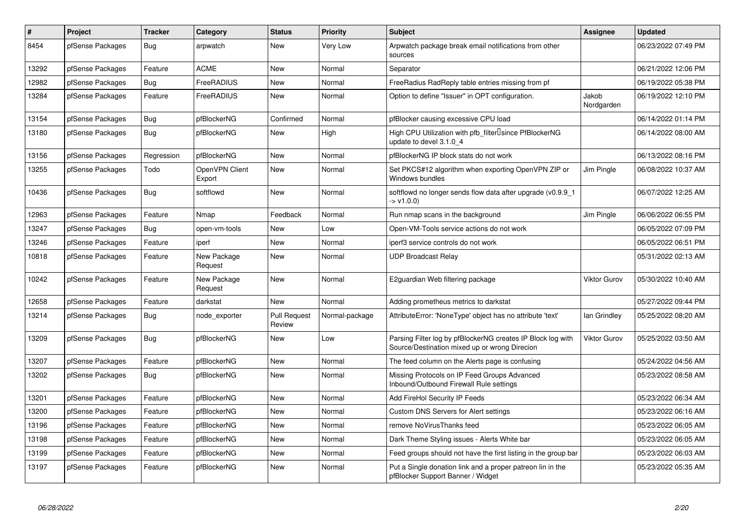| # | Project | Tracker | Category | Status | Priority | Subject | Assignee | Updated |
|---|---|---|---|---|---|---|---|---|
| 8454 | pfSense Packages | Bug | arpwatch | New | Very Low | Arpwatch package break email notifications from other sources | | 06/23/2022 07:49 PM |
| 13292 | pfSense Packages | Feature | ACME | New | Normal | Separator | | 06/21/2022 12:06 PM |
| 12982 | pfSense Packages | Bug | FreeRADIUS | New | Normal | FreeRadius RadReply table entries missing from pf | | 06/19/2022 05:38 PM |
| 13284 | pfSense Packages | Feature | FreeRADIUS | New | Normal | Option to define "Issuer" in OPT configuration. | Jakob Nordgarden | 06/19/2022 12:10 PM |
| 13154 | pfSense Packages | Bug | pfBlockerNG | Confirmed | Normal | pfBlocker causing excessive CPU load | | 06/14/2022 01:14 PM |
| 13180 | pfSense Packages | Bug | pfBlockerNG | New | High | High CPU Utilization with pfb_filter since PfBlockerNG update to devel 3.1.0_4 | | 06/14/2022 08:00 AM |
| 13156 | pfSense Packages | Regression | pfBlockerNG | New | Normal | pfBlockerNG IP block stats do not work | | 06/13/2022 08:16 PM |
| 13255 | pfSense Packages | Todo | OpenVPN Client Export | New | Normal | Set PKCS#12 algorithm when exporting OpenVPN ZIP or Windows bundles | Jim Pingle | 06/08/2022 10:37 AM |
| 10436 | pfSense Packages | Bug | softflowd | New | Normal | softflowd no longer sends flow data after upgrade (v0.9.9_1 -> v1.0.0) | | 06/07/2022 12:25 AM |
| 12963 | pfSense Packages | Feature | Nmap | Feedback | Normal | Run nmap scans in the background | Jim Pingle | 06/06/2022 06:55 PM |
| 13247 | pfSense Packages | Bug | open-vm-tools | New | Low | Open-VM-Tools service actions do not work | | 06/05/2022 07:09 PM |
| 13246 | pfSense Packages | Feature | iperf | New | Normal | iperf3 service controls do not work | | 06/05/2022 06:51 PM |
| 10818 | pfSense Packages | Feature | New Package Request | New | Normal | UDP Broadcast Relay | | 05/31/2022 02:13 AM |
| 10242 | pfSense Packages | Feature | New Package Request | New | Normal | E2guardian Web filtering package | Viktor Gurov | 05/30/2022 10:40 AM |
| 12658 | pfSense Packages | Feature | darkstat | New | Normal | Adding prometheus metrics to darkstat | | 05/27/2022 09:44 PM |
| 13214 | pfSense Packages | Bug | node_exporter | Pull Request Review | Normal-package | AttributeError: 'NoneType' object has no attribute 'text' | Ian Grindley | 05/25/2022 08:20 AM |
| 13209 | pfSense Packages | Bug | pfBlockerNG | New | Low | Parsing Filter log by pfBlockerNG creates IP Block log with Source/Destination mixed up or wrong Direcion | Viktor Gurov | 05/25/2022 03:50 AM |
| 13207 | pfSense Packages | Feature | pfBlockerNG | New | Normal | The feed column on the Alerts page is confusing | | 05/24/2022 04:56 AM |
| 13202 | pfSense Packages | Bug | pfBlockerNG | New | Normal | Missing Protocols on IP Feed Groups Advanced Inbound/Outbound Firewall Rule settings | | 05/23/2022 08:58 AM |
| 13201 | pfSense Packages | Feature | pfBlockerNG | New | Normal | Add FireHol Security IP Feeds | | 05/23/2022 06:34 AM |
| 13200 | pfSense Packages | Feature | pfBlockerNG | New | Normal | Custom DNS Servers for Alert settings | | 05/23/2022 06:16 AM |
| 13196 | pfSense Packages | Feature | pfBlockerNG | New | Normal | remove NoVirusThanks feed | | 05/23/2022 06:05 AM |
| 13198 | pfSense Packages | Feature | pfBlockerNG | New | Normal | Dark Theme Styling issues - Alerts White bar | | 05/23/2022 06:05 AM |
| 13199 | pfSense Packages | Feature | pfBlockerNG | New | Normal | Feed groups should not have the first listing in the group bar | | 05/23/2022 06:03 AM |
| 13197 | pfSense Packages | Feature | pfBlockerNG | New | Normal | Put a Single donation link and a proper patreon lin in the pfBlocker Support Banner / Widget | | 05/23/2022 05:35 AM |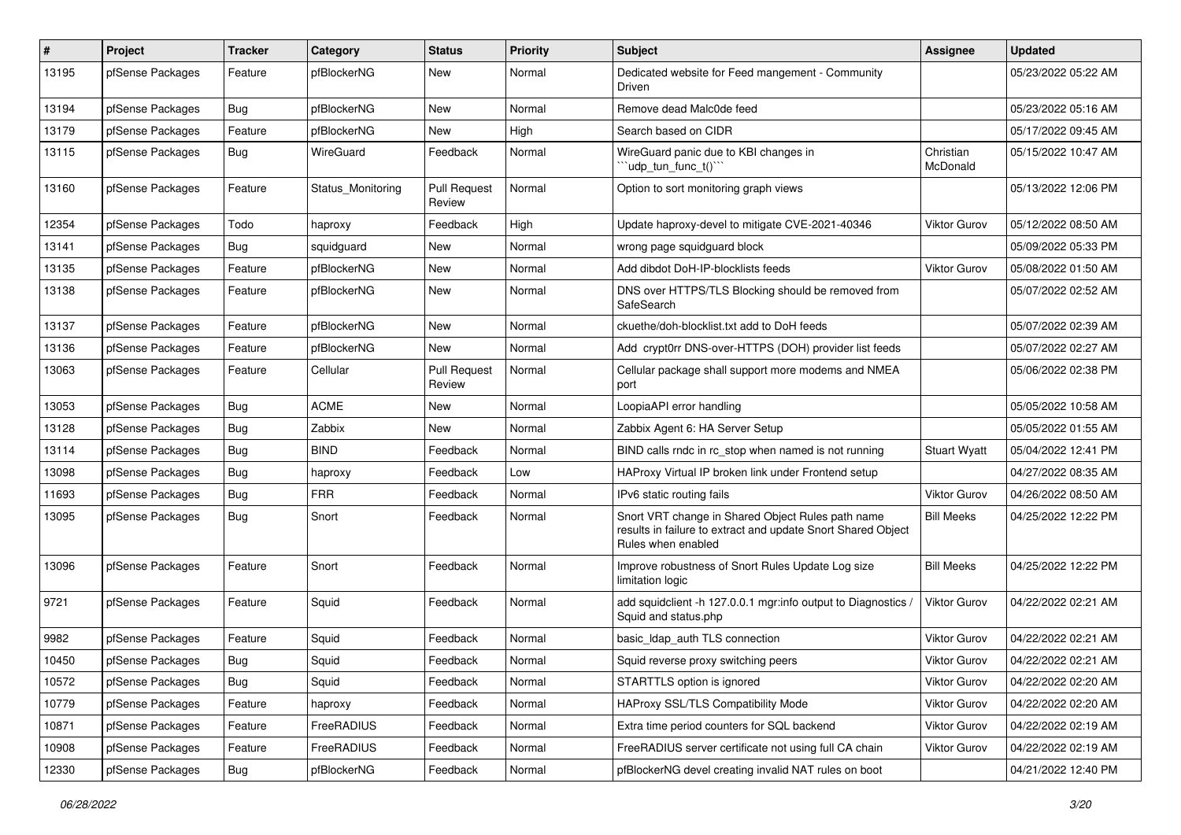| # | Project | Tracker | Category | Status | Priority | Subject | Assignee | Updated |
|---|---|---|---|---|---|---|---|---|
| 13195 | pfSense Packages | Feature | pfBlockerNG | New | Normal | Dedicated website for Feed mangement - Community Driven | | 05/23/2022 05:22 AM |
| 13194 | pfSense Packages | Bug | pfBlockerNG | New | Normal | Remove dead Malc0de feed | | 05/23/2022 05:16 AM |
| 13179 | pfSense Packages | Feature | pfBlockerNG | New | High | Search based on CIDR | | 05/17/2022 09:45 AM |
| 13115 | pfSense Packages | Bug | WireGuard | Feedback | Normal | WireGuard panic due to KBI changes in ```udp_tun_func_t()``` | Christian McDonald | 05/15/2022 10:47 AM |
| 13160 | pfSense Packages | Feature | Status_Monitoring | Pull Request Review | Normal | Option to sort monitoring graph views | | 05/13/2022 12:06 PM |
| 12354 | pfSense Packages | Todo | haproxy | Feedback | High | Update haproxy-devel to mitigate CVE-2021-40346 | Viktor Gurov | 05/12/2022 08:50 AM |
| 13141 | pfSense Packages | Bug | squidguard | New | Normal | wrong page squidguard block | | 05/09/2022 05:33 PM |
| 13135 | pfSense Packages | Feature | pfBlockerNG | New | Normal | Add dibdot DoH-IP-blocklists feeds | Viktor Gurov | 05/08/2022 01:50 AM |
| 13138 | pfSense Packages | Feature | pfBlockerNG | New | Normal | DNS over HTTPS/TLS Blocking should be removed from SafeSearch | | 05/07/2022 02:52 AM |
| 13137 | pfSense Packages | Feature | pfBlockerNG | New | Normal | ckuethe/doh-blocklist.txt add to DoH feeds | | 05/07/2022 02:39 AM |
| 13136 | pfSense Packages | Feature | pfBlockerNG | New | Normal | Add crypt0rr DNS-over-HTTPS (DOH) provider list feeds | | 05/07/2022 02:27 AM |
| 13063 | pfSense Packages | Feature | Cellular | Pull Request Review | Normal | Cellular package shall support more modems and NMEA port | | 05/06/2022 02:38 PM |
| 13053 | pfSense Packages | Bug | ACME | New | Normal | LoopiaAPI error handling | | 05/05/2022 10:58 AM |
| 13128 | pfSense Packages | Bug | Zabbix | New | Normal | Zabbix Agent 6: HA Server Setup | | 05/05/2022 01:55 AM |
| 13114 | pfSense Packages | Bug | BIND | Feedback | Normal | BIND calls rndc in rc_stop when named is not running | Stuart Wyatt | 05/04/2022 12:41 PM |
| 13098 | pfSense Packages | Bug | haproxy | Feedback | Low | HAProxy Virtual IP broken link under Frontend setup | | 04/27/2022 08:35 AM |
| 11693 | pfSense Packages | Bug | FRR | Feedback | Normal | IPv6 static routing fails | Viktor Gurov | 04/26/2022 08:50 AM |
| 13095 | pfSense Packages | Bug | Snort | Feedback | Normal | Snort VRT change in Shared Object Rules path name results in failure to extract and update Snort Shared Object Rules when enabled | Bill Meeks | 04/25/2022 12:22 PM |
| 13096 | pfSense Packages | Feature | Snort | Feedback | Normal | Improve robustness of Snort Rules Update Log size limitation logic | Bill Meeks | 04/25/2022 12:22 PM |
| 9721 | pfSense Packages | Feature | Squid | Feedback | Normal | add squidclient -h 127.0.0.1 mgr:info output to Diagnostics / Squid and status.php | Viktor Gurov | 04/22/2022 02:21 AM |
| 9982 | pfSense Packages | Feature | Squid | Feedback | Normal | basic_ldap_auth TLS connection | Viktor Gurov | 04/22/2022 02:21 AM |
| 10450 | pfSense Packages | Bug | Squid | Feedback | Normal | Squid reverse proxy switching peers | Viktor Gurov | 04/22/2022 02:21 AM |
| 10572 | pfSense Packages | Bug | Squid | Feedback | Normal | STARTTLS option is ignored | Viktor Gurov | 04/22/2022 02:20 AM |
| 10779 | pfSense Packages | Feature | haproxy | Feedback | Normal | HAProxy SSL/TLS Compatibility Mode | Viktor Gurov | 04/22/2022 02:20 AM |
| 10871 | pfSense Packages | Feature | FreeRADIUS | Feedback | Normal | Extra time period counters for SQL backend | Viktor Gurov | 04/22/2022 02:19 AM |
| 10908 | pfSense Packages | Feature | FreeRADIUS | Feedback | Normal | FreeRADIUS server certificate not using full CA chain | Viktor Gurov | 04/22/2022 02:19 AM |
| 12330 | pfSense Packages | Bug | pfBlockerNG | Feedback | Normal | pfBlockerNG devel creating invalid NAT rules on boot | | 04/21/2022 12:40 PM |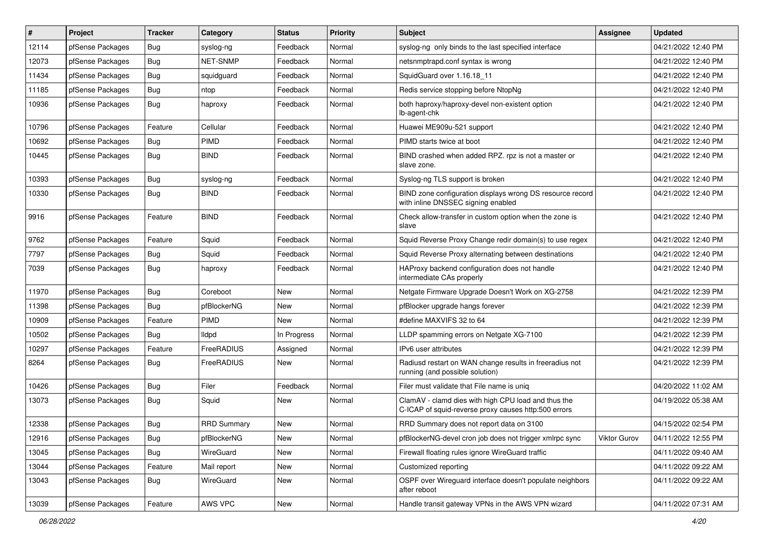| # | Project | Tracker | Category | Status | Priority | Subject | Assignee | Updated |
|---|---|---|---|---|---|---|---|---|
| 12114 | pfSense Packages | Bug | syslog-ng | Feedback | Normal | syslog-ng only binds to the last specified interface | | 04/21/2022 12:40 PM |
| 12073 | pfSense Packages | Bug | NET-SNMP | Feedback | Normal | netsnmptrapd.conf syntax is wrong | | 04/21/2022 12:40 PM |
| 11434 | pfSense Packages | Bug | squidguard | Feedback | Normal | SquidGuard over 1.16.18_11 | | 04/21/2022 12:40 PM |
| 11185 | pfSense Packages | Bug | ntop | Feedback | Normal | Redis service stopping before NtopNg | | 04/21/2022 12:40 PM |
| 10936 | pfSense Packages | Bug | haproxy | Feedback | Normal | both haproxy/haproxy-devel non-existent option lb-agent-chk | | 04/21/2022 12:40 PM |
| 10796 | pfSense Packages | Feature | Cellular | Feedback | Normal | Huawei ME909u-521 support | | 04/21/2022 12:40 PM |
| 10692 | pfSense Packages | Bug | PIMD | Feedback | Normal | PIMD starts twice at boot | | 04/21/2022 12:40 PM |
| 10445 | pfSense Packages | Bug | BIND | Feedback | Normal | BIND crashed when added RPZ. rpz is not a master or slave zone. | | 04/21/2022 12:40 PM |
| 10393 | pfSense Packages | Bug | syslog-ng | Feedback | Normal | Syslog-ng TLS support is broken | | 04/21/2022 12:40 PM |
| 10330 | pfSense Packages | Bug | BIND | Feedback | Normal | BIND zone configuration displays wrong DS resource record with inline DNSSEC signing enabled | | 04/21/2022 12:40 PM |
| 9916 | pfSense Packages | Feature | BIND | Feedback | Normal | Check allow-transfer in custom option when the zone is slave | | 04/21/2022 12:40 PM |
| 9762 | pfSense Packages | Feature | Squid | Feedback | Normal | Squid Reverse Proxy Change redir domain(s) to use regex | | 04/21/2022 12:40 PM |
| 7797 | pfSense Packages | Bug | Squid | Feedback | Normal | Squid Reverse Proxy alternating between destinations | | 04/21/2022 12:40 PM |
| 7039 | pfSense Packages | Bug | haproxy | Feedback | Normal | HAProxy backend configuration does not handle intermediate CAs properly | | 04/21/2022 12:40 PM |
| 11970 | pfSense Packages | Bug | Coreboot | New | Normal | Netgate Firmware Upgrade Doesn't Work on XG-2758 | | 04/21/2022 12:39 PM |
| 11398 | pfSense Packages | Bug | pfBlockerNG | New | Normal | pfBlocker upgrade hangs forever | | 04/21/2022 12:39 PM |
| 10909 | pfSense Packages | Feature | PIMD | New | Normal | #define MAXVIFS 32 to 64 | | 04/21/2022 12:39 PM |
| 10502 | pfSense Packages | Bug | lldpd | In Progress | Normal | LLDP spamming errors on Netgate XG-7100 | | 04/21/2022 12:39 PM |
| 10297 | pfSense Packages | Feature | FreeRADIUS | Assigned | Normal | IPv6 user attributes | | 04/21/2022 12:39 PM |
| 8264 | pfSense Packages | Bug | FreeRADIUS | New | Normal | Radiusd restart on WAN change results in freeradius not running (and possible solution) | | 04/21/2022 12:39 PM |
| 10426 | pfSense Packages | Bug | Filer | Feedback | Normal | Filer must validate that File name is uniq | | 04/20/2022 11:02 AM |
| 13073 | pfSense Packages | Bug | Squid | New | Normal | ClamAV - clamd dies with high CPU load and thus the C-ICAP of squid-reverse proxy causes http:500 errors | | 04/19/2022 05:38 AM |
| 12338 | pfSense Packages | Bug | RRD Summary | New | Normal | RRD Summary does not report data on 3100 | | 04/15/2022 02:54 PM |
| 12916 | pfSense Packages | Bug | pfBlockerNG | New | Normal | pfBlockerNG-devel cron job does not trigger xmlrpc sync | Viktor Gurov | 04/11/2022 12:55 PM |
| 13045 | pfSense Packages | Bug | WireGuard | New | Normal | Firewall floating rules ignore WireGuard traffic | | 04/11/2022 09:40 AM |
| 13044 | pfSense Packages | Feature | Mail report | New | Normal | Customized reporting | | 04/11/2022 09:22 AM |
| 13043 | pfSense Packages | Bug | WireGuard | New | Normal | OSPF over Wireguard interface doesn't populate neighbors after reboot | | 04/11/2022 09:22 AM |
| 13039 | pfSense Packages | Feature | AWS VPC | New | Normal | Handle transit gateway VPNs in the AWS VPN wizard | | 04/11/2022 07:31 AM |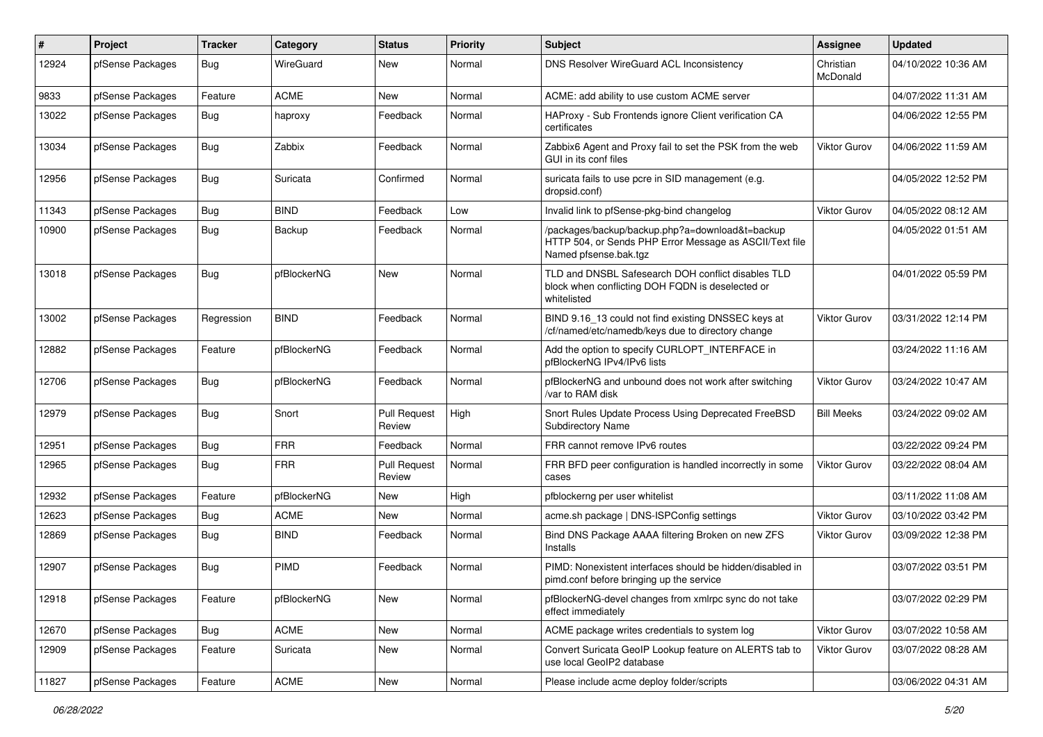| # | Project | Tracker | Category | Status | Priority | Subject | Assignee | Updated |
|---|---|---|---|---|---|---|---|---|
| 12924 | pfSense Packages | Bug | WireGuard | New | Normal | DNS Resolver WireGuard ACL Inconsistency | Christian McDonald | 04/10/2022 10:36 AM |
| 9833 | pfSense Packages | Feature | ACME | New | Normal | ACME: add ability to use custom ACME server | | 04/07/2022 11:31 AM |
| 13022 | pfSense Packages | Bug | haproxy | Feedback | Normal | HAProxy - Sub Frontends ignore Client verification CA certificates | | 04/06/2022 12:55 PM |
| 13034 | pfSense Packages | Bug | Zabbix | Feedback | Normal | Zabbix6 Agent and Proxy fail to set the PSK from the web GUI in its conf files | Viktor Gurov | 04/06/2022 11:59 AM |
| 12956 | pfSense Packages | Bug | Suricata | Confirmed | Normal | suricata fails to use pcre in SID management (e.g. dropsid.conf) | | 04/05/2022 12:52 PM |
| 11343 | pfSense Packages | Bug | BIND | Feedback | Low | Invalid link to pfSense-pkg-bind changelog | Viktor Gurov | 04/05/2022 08:12 AM |
| 10900 | pfSense Packages | Bug | Backup | Feedback | Normal | /packages/backup/backup.php?a=download&t=backup HTTP 504, or Sends PHP Error Message as ASCII/Text file Named pfsense.bak.tgz | | 04/05/2022 01:51 AM |
| 13018 | pfSense Packages | Bug | pfBlockerNG | New | Normal | TLD and DNSBL Safesearch DOH conflict disables TLD block when conflicting DOH FQDN is deselected or whitelisted | | 04/01/2022 05:59 PM |
| 13002 | pfSense Packages | Regression | BIND | Feedback | Normal | BIND 9.16_13 could not find existing DNSSEC keys at /cf/named/etc/namedb/keys due to directory change | Viktor Gurov | 03/31/2022 12:14 PM |
| 12882 | pfSense Packages | Feature | pfBlockerNG | Feedback | Normal | Add the option to specify CURLOPT_INTERFACE in pfBlockerNG IPv4/IPv6 lists | | 03/24/2022 11:16 AM |
| 12706 | pfSense Packages | Bug | pfBlockerNG | Feedback | Normal | pfBlockerNG and unbound does not work after switching /var to RAM disk | Viktor Gurov | 03/24/2022 10:47 AM |
| 12979 | pfSense Packages | Bug | Snort | Pull Request Review | High | Snort Rules Update Process Using Deprecated FreeBSD Subdirectory Name | Bill Meeks | 03/24/2022 09:02 AM |
| 12951 | pfSense Packages | Bug | FRR | Feedback | Normal | FRR cannot remove IPv6 routes | | 03/22/2022 09:24 PM |
| 12965 | pfSense Packages | Bug | FRR | Pull Request Review | Normal | FRR BFD peer configuration is handled incorrectly in some cases | Viktor Gurov | 03/22/2022 08:04 AM |
| 12932 | pfSense Packages | Feature | pfBlockerNG | New | High | pfblockerng per user whitelist | | 03/11/2022 11:08 AM |
| 12623 | pfSense Packages | Bug | ACME | New | Normal | acme.sh package \| DNS-ISPConfig settings | Viktor Gurov | 03/10/2022 03:42 PM |
| 12869 | pfSense Packages | Bug | BIND | Feedback | Normal | Bind DNS Package AAAA filtering Broken on new ZFS Installs | Viktor Gurov | 03/09/2022 12:38 PM |
| 12907 | pfSense Packages | Bug | PIMD | Feedback | Normal | PIMD: Nonexistent interfaces should be hidden/disabled in pimd.conf before bringing up the service | | 03/07/2022 03:51 PM |
| 12918 | pfSense Packages | Feature | pfBlockerNG | New | Normal | pfBlockerNG-devel changes from xmlrpc sync do not take effect immediately | | 03/07/2022 02:29 PM |
| 12670 | pfSense Packages | Bug | ACME | New | Normal | ACME package writes credentials to system log | Viktor Gurov | 03/07/2022 10:58 AM |
| 12909 | pfSense Packages | Feature | Suricata | New | Normal | Convert Suricata GeoIP Lookup feature on ALERTS tab to use local GeoIP2 database | Viktor Gurov | 03/07/2022 08:28 AM |
| 11827 | pfSense Packages | Feature | ACME | New | Normal | Please include acme deploy folder/scripts | | 03/06/2022 04:31 AM |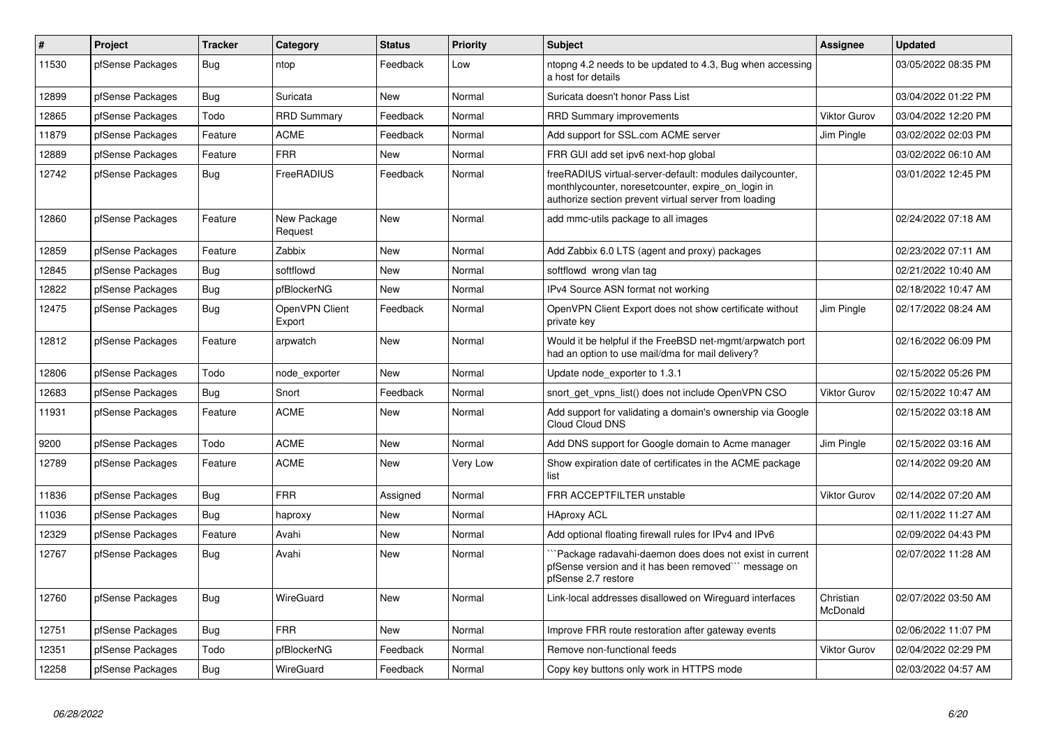| # | Project | Tracker | Category | Status | Priority | Subject | Assignee | Updated |
|---|---|---|---|---|---|---|---|---|
| 11530 | pfSense Packages | Bug | ntop | Feedback | Low | ntopng 4.2 needs to be updated to 4.3, Bug when accessing a host for details | | 03/05/2022 08:35 PM |
| 12899 | pfSense Packages | Bug | Suricata | New | Normal | Suricata doesn't honor Pass List | | 03/04/2022 01:22 PM |
| 12865 | pfSense Packages | Todo | RRD Summary | Feedback | Normal | RRD Summary improvements | Viktor Gurov | 03/04/2022 12:20 PM |
| 11879 | pfSense Packages | Feature | ACME | Feedback | Normal | Add support for SSL.com ACME server | Jim Pingle | 03/02/2022 02:03 PM |
| 12889 | pfSense Packages | Feature | FRR | New | Normal | FRR GUI add set ipv6 next-hop global | | 03/02/2022 06:10 AM |
| 12742 | pfSense Packages | Bug | FreeRADIUS | Feedback | Normal | freeRADIUS virtual-server-default: modules dailycounter, monthlycounter, noresetcounter, expire_on_login in authorize section prevent virtual server from loading | | 03/01/2022 12:45 PM |
| 12860 | pfSense Packages | Feature | New Package Request | New | Normal | add mmc-utils package to all images | | 02/24/2022 07:18 AM |
| 12859 | pfSense Packages | Feature | Zabbix | New | Normal | Add Zabbix 6.0 LTS (agent and proxy) packages | | 02/23/2022 07:11 AM |
| 12845 | pfSense Packages | Bug | softflowd | New | Normal | softflowd wrong vlan tag | | 02/21/2022 10:40 AM |
| 12822 | pfSense Packages | Bug | pfBlockerNG | New | Normal | IPv4 Source ASN format not working | | 02/18/2022 10:47 AM |
| 12475 | pfSense Packages | Bug | OpenVPN Client Export | Feedback | Normal | OpenVPN Client Export does not show certificate without private key | Jim Pingle | 02/17/2022 08:24 AM |
| 12812 | pfSense Packages | Feature | arpwatch | New | Normal | Would it be helpful if the FreeBSD net-mgmt/arpwatch port had an option to use mail/dma for mail delivery? | | 02/16/2022 06:09 PM |
| 12806 | pfSense Packages | Todo | node_exporter | New | Normal | Update node_exporter to 1.3.1 | | 02/15/2022 05:26 PM |
| 12683 | pfSense Packages | Bug | Snort | Feedback | Normal | snort_get_vpns_list() does not include OpenVPN CSO | Viktor Gurov | 02/15/2022 10:47 AM |
| 11931 | pfSense Packages | Feature | ACME | New | Normal | Add support for validating a domain's ownership via Google Cloud Cloud DNS | | 02/15/2022 03:18 AM |
| 9200 | pfSense Packages | Todo | ACME | New | Normal | Add DNS support for Google domain to Acme manager | Jim Pingle | 02/15/2022 03:16 AM |
| 12789 | pfSense Packages | Feature | ACME | New | Very Low | Show expiration date of certificates in the ACME package list | | 02/14/2022 09:20 AM |
| 11836 | pfSense Packages | Bug | FRR | Assigned | Normal | FRR ACCEPTFILTER unstable | Viktor Gurov | 02/14/2022 07:20 AM |
| 11036 | pfSense Packages | Bug | haproxy | New | Normal | HAproxy ACL | | 02/11/2022 11:27 AM |
| 12329 | pfSense Packages | Feature | Avahi | New | Normal | Add optional floating firewall rules for IPv4 and IPv6 | | 02/09/2022 04:43 PM |
| 12767 | pfSense Packages | Bug | Avahi | New | Normal | ```Package radavahi-daemon does does not exist in current pfSense version and it has been removed``` message on pfSense 2.7 restore | | 02/07/2022 11:28 AM |
| 12760 | pfSense Packages | Bug | WireGuard | New | Normal | Link-local addresses disallowed on Wireguard interfaces | Christian McDonald | 02/07/2022 03:50 AM |
| 12751 | pfSense Packages | Bug | FRR | New | Normal | Improve FRR route restoration after gateway events | | 02/06/2022 11:07 PM |
| 12351 | pfSense Packages | Todo | pfBlockerNG | Feedback | Normal | Remove non-functional feeds | Viktor Gurov | 02/04/2022 02:29 PM |
| 12258 | pfSense Packages | Bug | WireGuard | Feedback | Normal | Copy key buttons only work in HTTPS mode | | 02/03/2022 04:57 AM |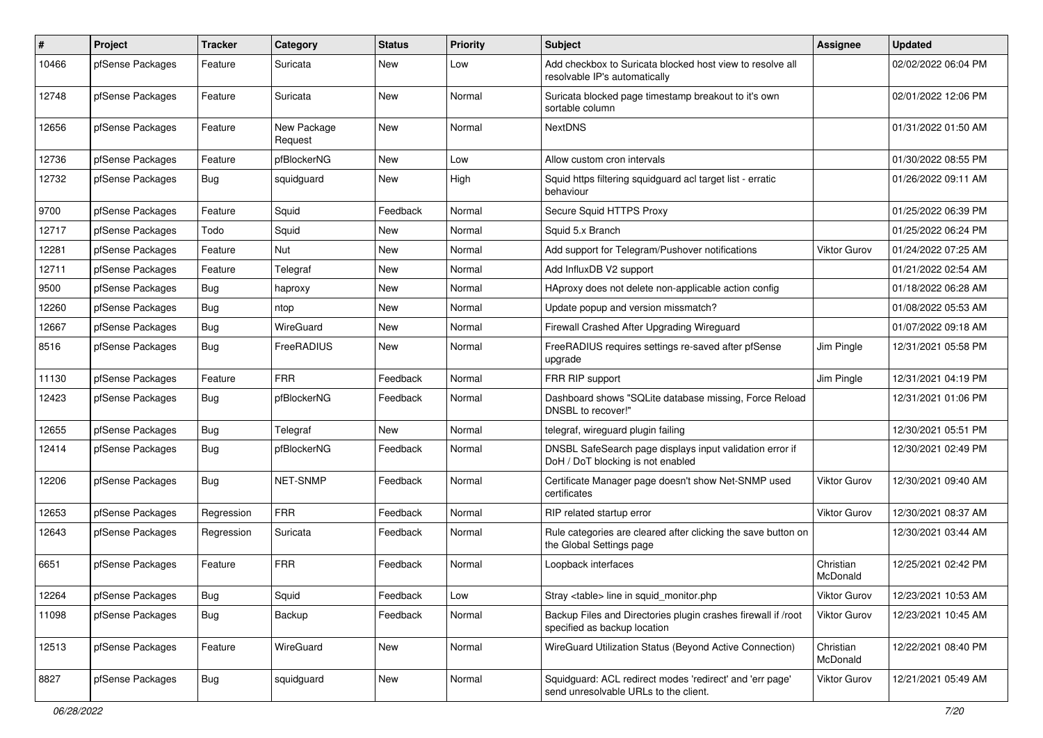| # | Project | Tracker | Category | Status | Priority | Subject | Assignee | Updated |
|---|---|---|---|---|---|---|---|---|
| 10466 | pfSense Packages | Feature | Suricata | New | Low | Add checkbox to Suricata blocked host view to resolve all resolvable IP's automatically | | 02/02/2022 06:04 PM |
| 12748 | pfSense Packages | Feature | Suricata | New | Normal | Suricata blocked page timestamp breakout to it's own sortable column | | 02/01/2022 12:06 PM |
| 12656 | pfSense Packages | Feature | New Package Request | New | Normal | NextDNS | | 01/31/2022 01:50 AM |
| 12736 | pfSense Packages | Feature | pfBlockerNG | New | Low | Allow custom cron intervals | | 01/30/2022 08:55 PM |
| 12732 | pfSense Packages | Bug | squidguard | New | High | Squid https filtering squidguard acl target list - erratic behaviour | | 01/26/2022 09:11 AM |
| 9700 | pfSense Packages | Feature | Squid | Feedback | Normal | Secure Squid HTTPS Proxy | | 01/25/2022 06:39 PM |
| 12717 | pfSense Packages | Todo | Squid | New | Normal | Squid 5.x Branch | | 01/25/2022 06:24 PM |
| 12281 | pfSense Packages | Feature | Nut | New | Normal | Add support for Telegram/Pushover notifications | Viktor Gurov | 01/24/2022 07:25 AM |
| 12711 | pfSense Packages | Feature | Telegraf | New | Normal | Add InfluxDB V2 support | | 01/21/2022 02:54 AM |
| 9500 | pfSense Packages | Bug | haproxy | New | Normal | HAproxy does not delete non-applicable action config | | 01/18/2022 06:28 AM |
| 12260 | pfSense Packages | Bug | ntop | New | Normal | Update popup and version missmatch? | | 01/08/2022 05:53 AM |
| 12667 | pfSense Packages | Bug | WireGuard | New | Normal | Firewall Crashed After Upgrading Wireguard | | 01/07/2022 09:18 AM |
| 8516 | pfSense Packages | Bug | FreeRADIUS | New | Normal | FreeRADIUS requires settings re-saved after pfSense upgrade | Jim Pingle | 12/31/2021 05:58 PM |
| 11130 | pfSense Packages | Feature | FRR | Feedback | Normal | FRR RIP support | Jim Pingle | 12/31/2021 04:19 PM |
| 12423 | pfSense Packages | Bug | pfBlockerNG | Feedback | Normal | Dashboard shows "SQLite database missing, Force Reload DNSBL to recover!" | | 12/31/2021 01:06 PM |
| 12655 | pfSense Packages | Bug | Telegraf | New | Normal | telegraf, wireguard plugin failing | | 12/30/2021 05:51 PM |
| 12414 | pfSense Packages | Bug | pfBlockerNG | Feedback | Normal | DNSBL SafeSearch page displays input validation error if DoH / DoT blocking is not enabled | | 12/30/2021 02:49 PM |
| 12206 | pfSense Packages | Bug | NET-SNMP | Feedback | Normal | Certificate Manager page doesn't show Net-SNMP used certificates | Viktor Gurov | 12/30/2021 09:40 AM |
| 12653 | pfSense Packages | Regression | FRR | Feedback | Normal | RIP related startup error | Viktor Gurov | 12/30/2021 08:37 AM |
| 12643 | pfSense Packages | Regression | Suricata | Feedback | Normal | Rule categories are cleared after clicking the save button on the Global Settings page | | 12/30/2021 03:44 AM |
| 6651 | pfSense Packages | Feature | FRR | Feedback | Normal | Loopback interfaces | Christian McDonald | 12/25/2021 02:42 PM |
| 12264 | pfSense Packages | Bug | Squid | Feedback | Low | Stray <table> line in squid_monitor.php | Viktor Gurov | 12/23/2021 10:53 AM |
| 11098 | pfSense Packages | Bug | Backup | Feedback | Normal | Backup Files and Directories plugin crashes firewall if /root specified as backup location | Viktor Gurov | 12/23/2021 10:45 AM |
| 12513 | pfSense Packages | Feature | WireGuard | New | Normal | WireGuard Utilization Status (Beyond Active Connection) | Christian McDonald | 12/22/2021 08:40 PM |
| 8827 | pfSense Packages | Bug | squidguard | New | Normal | Squidguard: ACL redirect modes 'redirect' and 'err page' send unresolvable URLs to the client. | Viktor Gurov | 12/21/2021 05:49 AM |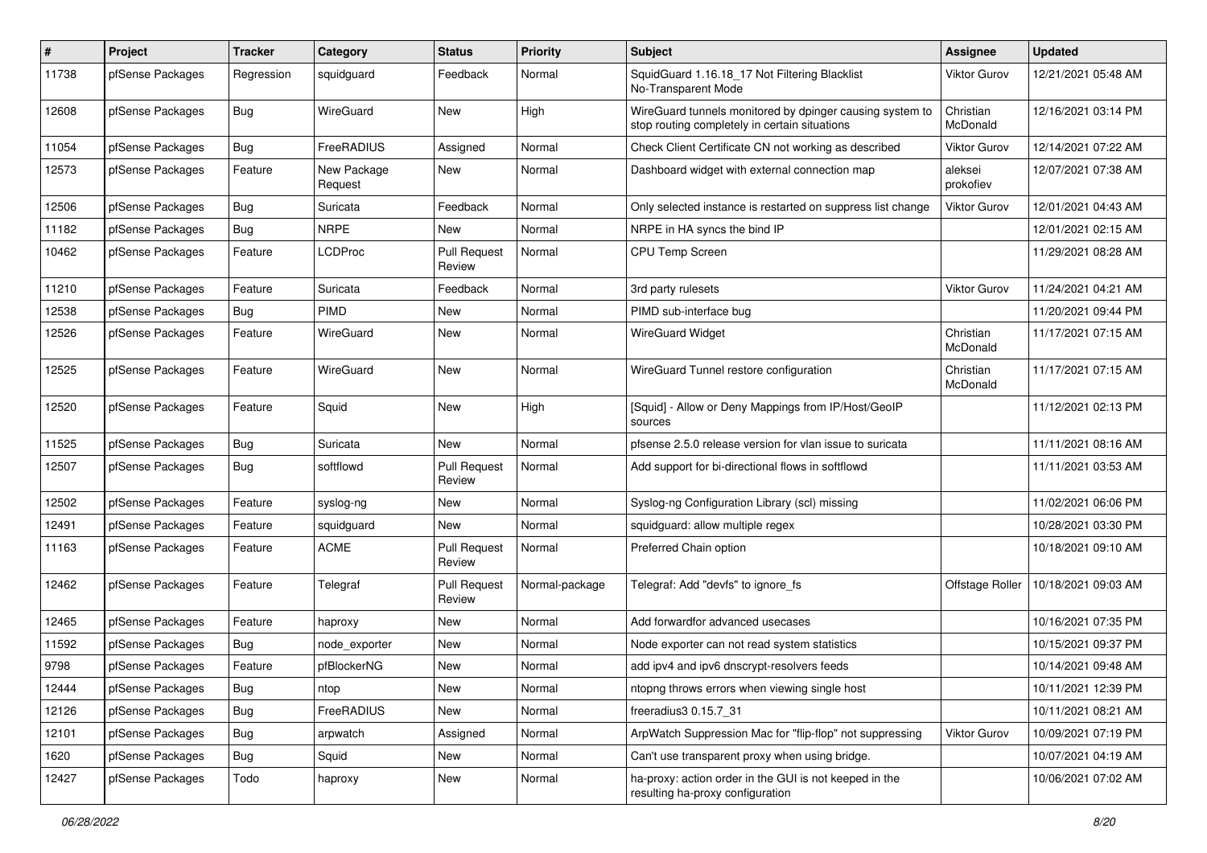| # | Project | Tracker | Category | Status | Priority | Subject | Assignee | Updated |
|---|---|---|---|---|---|---|---|---|
| 11738 | pfSense Packages | Regression | squidguard | Feedback | Normal | SquidGuard 1.16.18_17 Not Filtering Blacklist No-Transparent Mode | Viktor Gurov | 12/21/2021 05:48 AM |
| 12608 | pfSense Packages | Bug | WireGuard | New | High | WireGuard tunnels monitored by dpinger causing system to stop routing completely in certain situations | Christian McDonald | 12/16/2021 03:14 PM |
| 11054 | pfSense Packages | Bug | FreeRADIUS | Assigned | Normal | Check Client Certificate CN not working as described | Viktor Gurov | 12/14/2021 07:22 AM |
| 12573 | pfSense Packages | Feature | New Package Request | New | Normal | Dashboard widget with external connection map | aleksei prokofiev | 12/07/2021 07:38 AM |
| 12506 | pfSense Packages | Bug | Suricata | Feedback | Normal | Only selected instance is restarted on suppress list change | Viktor Gurov | 12/01/2021 04:43 AM |
| 11182 | pfSense Packages | Bug | NRPE | New | Normal | NRPE in HA syncs the bind IP | | 12/01/2021 02:15 AM |
| 10462 | pfSense Packages | Feature | LCDProc | Pull Request Review | Normal | CPU Temp Screen | | 11/29/2021 08:28 AM |
| 11210 | pfSense Packages | Feature | Suricata | Feedback | Normal | 3rd party rulesets | Viktor Gurov | 11/24/2021 04:21 AM |
| 12538 | pfSense Packages | Bug | PIMD | New | Normal | PIMD sub-interface bug | | 11/20/2021 09:44 PM |
| 12526 | pfSense Packages | Feature | WireGuard | New | Normal | WireGuard Widget | Christian McDonald | 11/17/2021 07:15 AM |
| 12525 | pfSense Packages | Feature | WireGuard | New | Normal | WireGuard Tunnel restore configuration | Christian McDonald | 11/17/2021 07:15 AM |
| 12520 | pfSense Packages | Feature | Squid | New | High | [Squid] - Allow or Deny Mappings from IP/Host/GeoIP sources | | 11/12/2021 02:13 PM |
| 11525 | pfSense Packages | Bug | Suricata | New | Normal | pfsense 2.5.0 release version for vlan issue to suricata | | 11/11/2021 08:16 AM |
| 12507 | pfSense Packages | Bug | softflowd | Pull Request Review | Normal | Add support for bi-directional flows in softflowd | | 11/11/2021 03:53 AM |
| 12502 | pfSense Packages | Feature | syslog-ng | New | Normal | Syslog-ng Configuration Library (scl) missing | | 11/02/2021 06:06 PM |
| 12491 | pfSense Packages | Feature | squidguard | New | Normal | squidguard: allow multiple regex | | 10/28/2021 03:30 PM |
| 11163 | pfSense Packages | Feature | ACME | Pull Request Review | Normal | Preferred Chain option | | 10/18/2021 09:10 AM |
| 12462 | pfSense Packages | Feature | Telegraf | Pull Request Review | Normal-package | Telegraf: Add "devfs" to ignore_fs | Offstage Roller | 10/18/2021 09:03 AM |
| 12465 | pfSense Packages | Feature | haproxy | New | Normal | Add forwardfor advanced usecases | | 10/16/2021 07:35 PM |
| 11592 | pfSense Packages | Bug | node_exporter | New | Normal | Node exporter can not read system statistics | | 10/15/2021 09:37 PM |
| 9798 | pfSense Packages | Feature | pfBlockerNG | New | Normal | add ipv4 and ipv6 dnscrypt-resolvers feeds | | 10/14/2021 09:48 AM |
| 12444 | pfSense Packages | Bug | ntop | New | Normal | ntopng throws errors when viewing single host | | 10/11/2021 12:39 PM |
| 12126 | pfSense Packages | Bug | FreeRADIUS | New | Normal | freeradius3 0.15.7_31 | | 10/11/2021 08:21 AM |
| 12101 | pfSense Packages | Bug | arpwatch | Assigned | Normal | ArpWatch Suppression Mac for "flip-flop" not suppressing | Viktor Gurov | 10/09/2021 07:19 PM |
| 1620 | pfSense Packages | Bug | Squid | New | Normal | Can't use transparent proxy when using bridge. | | 10/07/2021 04:19 AM |
| 12427 | pfSense Packages | Todo | haproxy | New | Normal | ha-proxy: action order in the GUI is not keeped in the resulting ha-proxy configuration | | 10/06/2021 07:02 AM |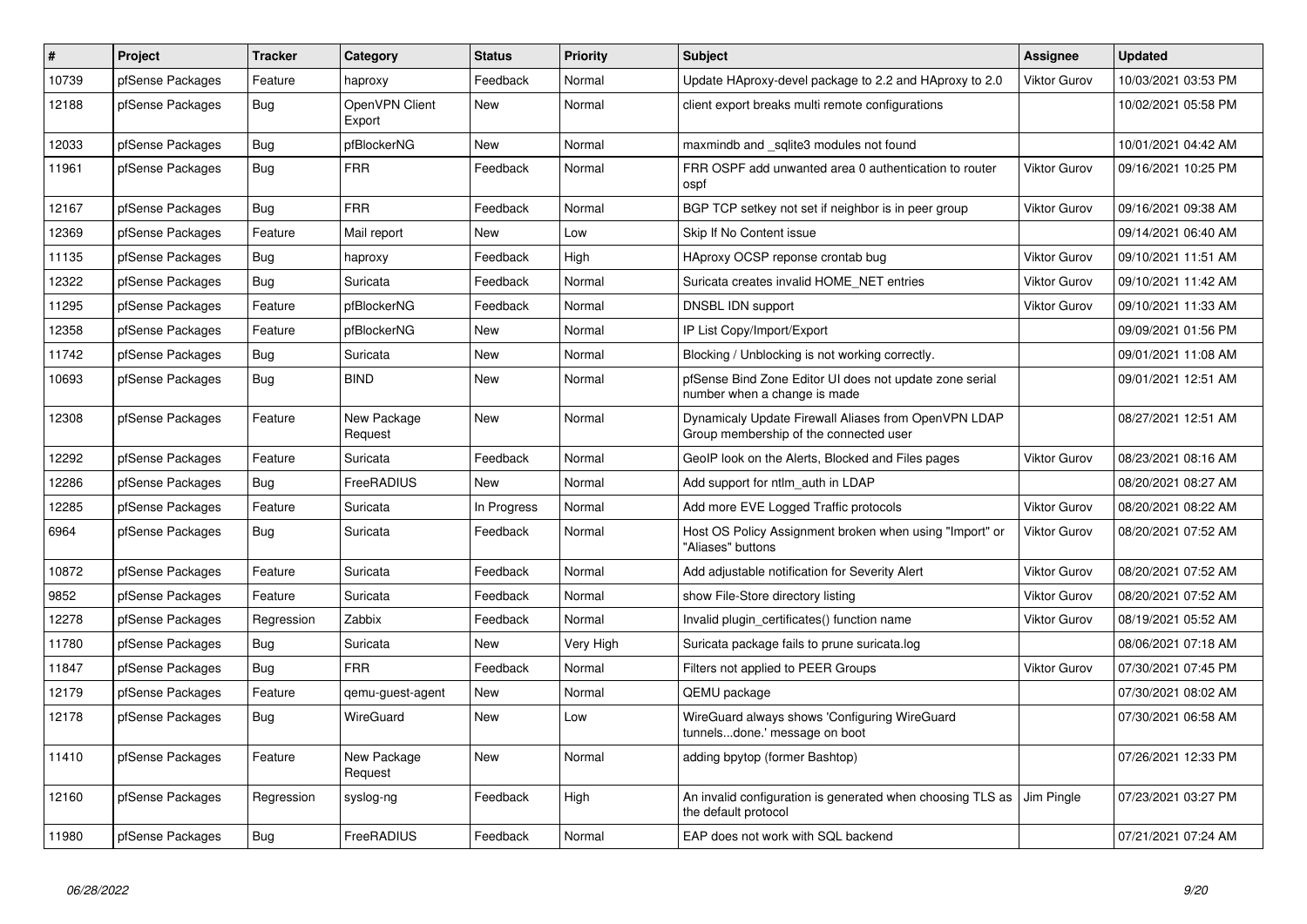| # | Project | Tracker | Category | Status | Priority | Subject | Assignee | Updated |
|---|---|---|---|---|---|---|---|---|
| 10739 | pfSense Packages | Feature | haproxy | Feedback | Normal | Update HAproxy-devel package to 2.2 and HAproxy to 2.0 | Viktor Gurov | 10/03/2021 03:53 PM |
| 12188 | pfSense Packages | Bug | OpenVPN Client Export | New | Normal | client export breaks multi remote configurations | | 10/02/2021 05:58 PM |
| 12033 | pfSense Packages | Bug | pfBlockerNG | New | Normal | maxmindb and _sqlite3 modules not found | | 10/01/2021 04:42 AM |
| 11961 | pfSense Packages | Bug | FRR | Feedback | Normal | FRR OSPF add unwanted area 0 authentication to router ospf | Viktor Gurov | 09/16/2021 10:25 PM |
| 12167 | pfSense Packages | Bug | FRR | Feedback | Normal | BGP TCP setkey not set if neighbor is in peer group | Viktor Gurov | 09/16/2021 09:38 AM |
| 12369 | pfSense Packages | Feature | Mail report | New | Low | Skip If No Content issue | | 09/14/2021 06:40 AM |
| 11135 | pfSense Packages | Bug | haproxy | Feedback | High | HAproxy OCSP reponse crontab bug | Viktor Gurov | 09/10/2021 11:51 AM |
| 12322 | pfSense Packages | Bug | Suricata | Feedback | Normal | Suricata creates invalid HOME_NET entries | Viktor Gurov | 09/10/2021 11:42 AM |
| 11295 | pfSense Packages | Feature | pfBlockerNG | Feedback | Normal | DNSBL IDN support | Viktor Gurov | 09/10/2021 11:33 AM |
| 12358 | pfSense Packages | Feature | pfBlockerNG | New | Normal | IP List Copy/Import/Export | | 09/09/2021 01:56 PM |
| 11742 | pfSense Packages | Bug | Suricata | New | Normal | Blocking / Unblocking is not working correctly. | | 09/01/2021 11:08 AM |
| 10693 | pfSense Packages | Bug | BIND | New | Normal | pfSense Bind Zone Editor UI does not update zone serial number when a change is made | | 09/01/2021 12:51 AM |
| 12308 | pfSense Packages | Feature | New Package Request | New | Normal | Dynamicaly Update Firewall Aliases from OpenVPN LDAP Group membership of the connected user | | 08/27/2021 12:51 AM |
| 12292 | pfSense Packages | Feature | Suricata | Feedback | Normal | GeoIP look on the Alerts, Blocked and Files pages | Viktor Gurov | 08/23/2021 08:16 AM |
| 12286 | pfSense Packages | Bug | FreeRADIUS | New | Normal | Add support for ntlm_auth in LDAP | | 08/20/2021 08:27 AM |
| 12285 | pfSense Packages | Feature | Suricata | In Progress | Normal | Add more EVE Logged Traffic protocols | Viktor Gurov | 08/20/2021 08:22 AM |
| 6964 | pfSense Packages | Bug | Suricata | Feedback | Normal | Host OS Policy Assignment broken when using "Import" or "Aliases" buttons | Viktor Gurov | 08/20/2021 07:52 AM |
| 10872 | pfSense Packages | Feature | Suricata | Feedback | Normal | Add adjustable notification for Severity Alert | Viktor Gurov | 08/20/2021 07:52 AM |
| 9852 | pfSense Packages | Feature | Suricata | Feedback | Normal | show File-Store directory listing | Viktor Gurov | 08/20/2021 07:52 AM |
| 12278 | pfSense Packages | Regression | Zabbix | Feedback | Normal | Invalid plugin_certificates() function name | Viktor Gurov | 08/19/2021 05:52 AM |
| 11780 | pfSense Packages | Bug | Suricata | New | Very High | Suricata package fails to prune suricata.log | | 08/06/2021 07:18 AM |
| 11847 | pfSense Packages | Bug | FRR | Feedback | Normal | Filters not applied to PEER Groups | Viktor Gurov | 07/30/2021 07:45 PM |
| 12179 | pfSense Packages | Feature | qemu-guest-agent | New | Normal | QEMU package | | 07/30/2021 08:02 AM |
| 12178 | pfSense Packages | Bug | WireGuard | New | Low | WireGuard always shows 'Configuring WireGuard tunnels...done.' message on boot | | 07/30/2021 06:58 AM |
| 11410 | pfSense Packages | Feature | New Package Request | New | Normal | adding bpytop (former Bashtop) | | 07/26/2021 12:33 PM |
| 12160 | pfSense Packages | Regression | syslog-ng | Feedback | High | An invalid configuration is generated when choosing TLS as the default protocol | Jim Pingle | 07/23/2021 03:27 PM |
| 11980 | pfSense Packages | Bug | FreeRADIUS | Feedback | Normal | EAP does not work with SQL backend | | 07/21/2021 07:24 AM |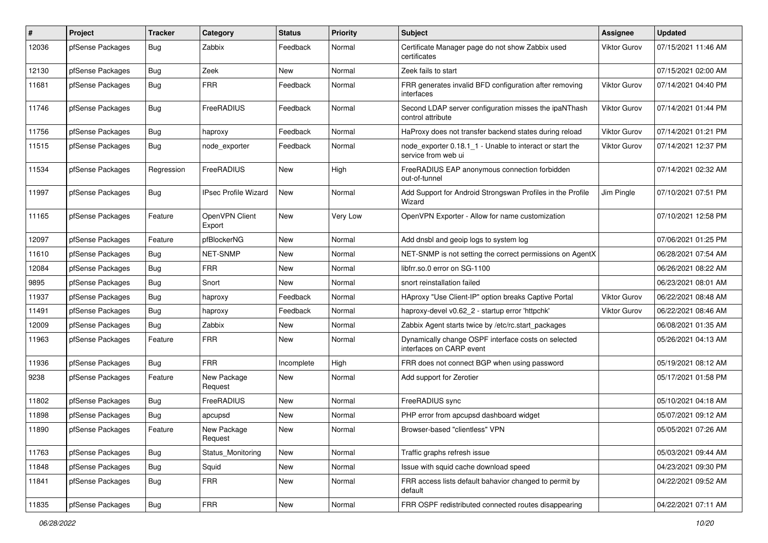| # | Project | Tracker | Category | Status | Priority | Subject | Assignee | Updated |
|---|---|---|---|---|---|---|---|---|
| 12036 | pfSense Packages | Bug | Zabbix | Feedback | Normal | Certificate Manager page do not show Zabbix used certificates | Viktor Gurov | 07/15/2021 11:46 AM |
| 12130 | pfSense Packages | Bug | Zeek | New | Normal | Zeek fails to start | | 07/15/2021 02:00 AM |
| 11681 | pfSense Packages | Bug | FRR | Feedback | Normal | FRR generates invalid BFD configuration after removing interfaces | Viktor Gurov | 07/14/2021 04:40 PM |
| 11746 | pfSense Packages | Bug | FreeRADIUS | Feedback | Normal | Second LDAP server configuration misses the ipaNThash control attribute | Viktor Gurov | 07/14/2021 01:44 PM |
| 11756 | pfSense Packages | Bug | haproxy | Feedback | Normal | HaProxy does not transfer backend states during reload | Viktor Gurov | 07/14/2021 01:21 PM |
| 11515 | pfSense Packages | Bug | node_exporter | Feedback | Normal | node_exporter 0.18.1_1 - Unable to interact or start the service from web ui | Viktor Gurov | 07/14/2021 12:37 PM |
| 11534 | pfSense Packages | Regression | FreeRADIUS | New | High | FreeRADIUS EAP anonymous connection forbidden out-of-tunnel | | 07/14/2021 02:32 AM |
| 11997 | pfSense Packages | Bug | IPsec Profile Wizard | New | Normal | Add Support for Android Strongswan Profiles in the Profile Wizard | Jim Pingle | 07/10/2021 07:51 PM |
| 11165 | pfSense Packages | Feature | OpenVPN Client Export | New | Very Low | OpenVPN Exporter - Allow for name customization | | 07/10/2021 12:58 PM |
| 12097 | pfSense Packages | Feature | pfBlockerNG | New | Normal | Add dnsbl and geoip logs to system log | | 07/06/2021 01:25 PM |
| 11610 | pfSense Packages | Bug | NET-SNMP | New | Normal | NET-SNMP is not setting the correct permissions on AgentX | | 06/28/2021 07:54 AM |
| 12084 | pfSense Packages | Bug | FRR | New | Normal | libfrr.so.0 error on SG-1100 | | 06/26/2021 08:22 AM |
| 9895 | pfSense Packages | Bug | Snort | New | Normal | snort reinstallation failed | | 06/23/2021 08:01 AM |
| 11937 | pfSense Packages | Bug | haproxy | Feedback | Normal | HAproxy "Use Client-IP" option breaks Captive Portal | Viktor Gurov | 06/22/2021 08:48 AM |
| 11491 | pfSense Packages | Bug | haproxy | Feedback | Normal | haproxy-devel v0.62_2 - startup error 'httpchk' | Viktor Gurov | 06/22/2021 08:46 AM |
| 12009 | pfSense Packages | Bug | Zabbix | New | Normal | Zabbix Agent starts twice by /etc/rc.start_packages | | 06/08/2021 01:35 AM |
| 11963 | pfSense Packages | Feature | FRR | New | Normal | Dynamically change OSPF interface costs on selected interfaces on CARP event | | 05/26/2021 04:13 AM |
| 11936 | pfSense Packages | Bug | FRR | Incomplete | High | FRR does not connect BGP when using password | | 05/19/2021 08:12 AM |
| 9238 | pfSense Packages | Feature | New Package Request | New | Normal | Add support for Zerotier | | 05/17/2021 01:58 PM |
| 11802 | pfSense Packages | Bug | FreeRADIUS | New | Normal | FreeRADIUS sync | | 05/10/2021 04:18 AM |
| 11898 | pfSense Packages | Bug | apcupsd | New | Normal | PHP error from apcupsd dashboard widget | | 05/07/2021 09:12 AM |
| 11890 | pfSense Packages | Feature | New Package Request | New | Normal | Browser-based "clientless" VPN | | 05/05/2021 07:26 AM |
| 11763 | pfSense Packages | Bug | Status_Monitoring | New | Normal | Traffic graphs refresh issue | | 05/03/2021 09:44 AM |
| 11848 | pfSense Packages | Bug | Squid | New | Normal | Issue with squid cache download speed | | 04/23/2021 09:30 PM |
| 11841 | pfSense Packages | Bug | FRR | New | Normal | FRR access lists default bahavior changed to permit by default | | 04/22/2021 09:52 AM |
| 11835 | pfSense Packages | Bug | FRR | New | Normal | FRR OSPF redistributed connected routes disappearing | | 04/22/2021 07:11 AM |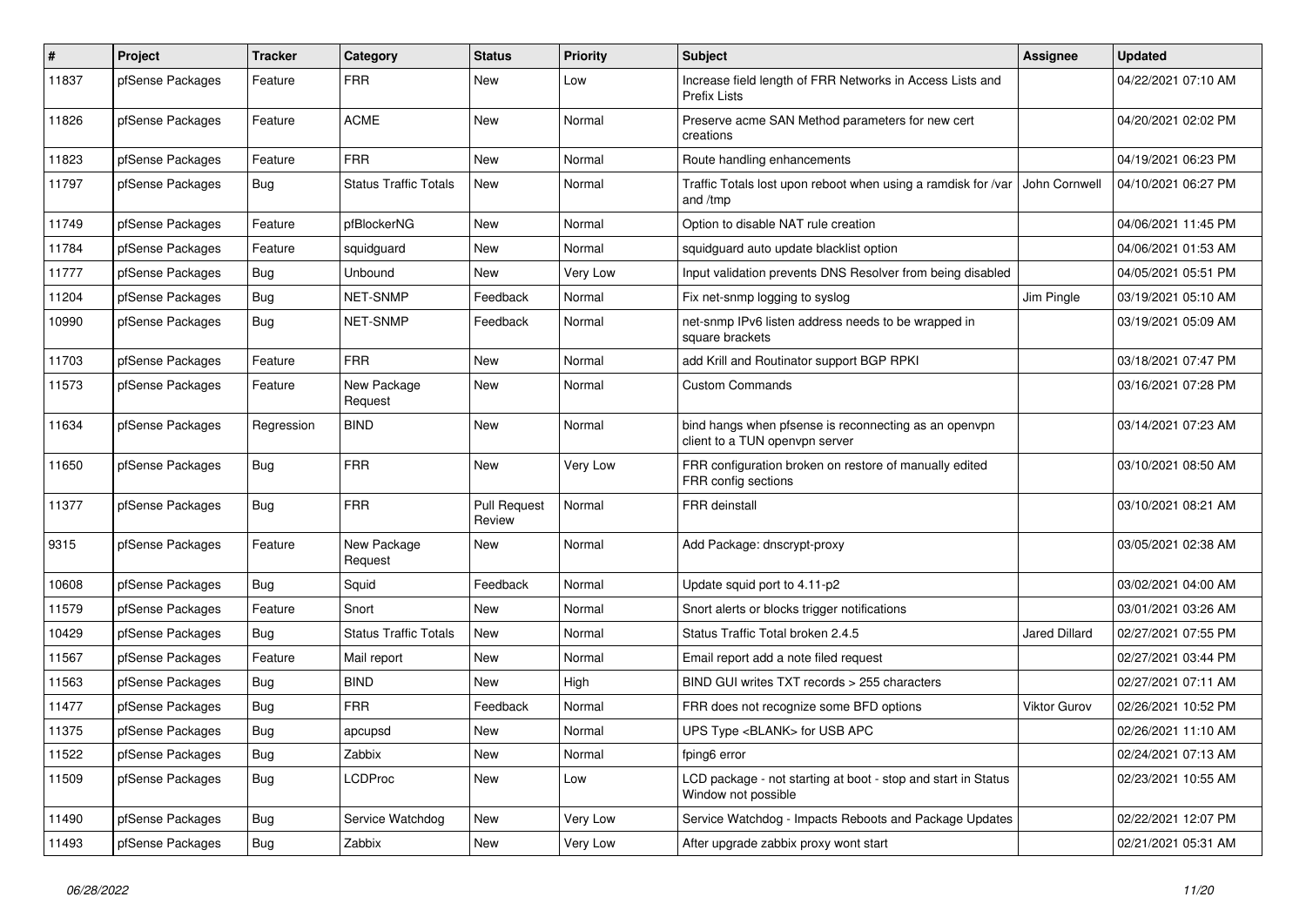| # | Project | Tracker | Category | Status | Priority | Subject | Assignee | Updated |
|---|---|---|---|---|---|---|---|---|
| 11837 | pfSense Packages | Feature | FRR | New | Low | Increase field length of FRR Networks in Access Lists and Prefix Lists | | 04/22/2021 07:10 AM |
| 11826 | pfSense Packages | Feature | ACME | New | Normal | Preserve acme SAN Method parameters for new cert creations | | 04/20/2021 02:02 PM |
| 11823 | pfSense Packages | Feature | FRR | New | Normal | Route handling enhancements | | 04/19/2021 06:23 PM |
| 11797 | pfSense Packages | Bug | Status Traffic Totals | New | Normal | Traffic Totals lost upon reboot when using a ramdisk for /var and /tmp | John Cornwell | 04/10/2021 06:27 PM |
| 11749 | pfSense Packages | Feature | pfBlockerNG | New | Normal | Option to disable NAT rule creation | | 04/06/2021 11:45 PM |
| 11784 | pfSense Packages | Feature | squidguard | New | Normal | squidguard auto update blacklist option | | 04/06/2021 01:53 AM |
| 11777 | pfSense Packages | Bug | Unbound | New | Very Low | Input validation prevents DNS Resolver from being disabled | | 04/05/2021 05:51 PM |
| 11204 | pfSense Packages | Bug | NET-SNMP | Feedback | Normal | Fix net-snmp logging to syslog | Jim Pingle | 03/19/2021 05:10 AM |
| 10990 | pfSense Packages | Bug | NET-SNMP | Feedback | Normal | net-snmp IPv6 listen address needs to be wrapped in square brackets | | 03/19/2021 05:09 AM |
| 11703 | pfSense Packages | Feature | FRR | New | Normal | add Krill and Routinator support BGP RPKI | | 03/18/2021 07:47 PM |
| 11573 | pfSense Packages | Feature | New Package Request | New | Normal | Custom Commands | | 03/16/2021 07:28 PM |
| 11634 | pfSense Packages | Regression | BIND | New | Normal | bind hangs when pfsense is reconnecting as an openvpn client to a TUN openvpn server | | 03/14/2021 07:23 AM |
| 11650 | pfSense Packages | Bug | FRR | New | Very Low | FRR configuration broken on restore of manually edited FRR config sections | | 03/10/2021 08:50 AM |
| 11377 | pfSense Packages | Bug | FRR | Pull Request Review | Normal | FRR deinstall | | 03/10/2021 08:21 AM |
| 9315 | pfSense Packages | Feature | New Package Request | New | Normal | Add Package: dnscrypt-proxy | | 03/05/2021 02:38 AM |
| 10608 | pfSense Packages | Bug | Squid | Feedback | Normal | Update squid port to 4.11-p2 | | 03/02/2021 04:00 AM |
| 11579 | pfSense Packages | Feature | Snort | New | Normal | Snort alerts or blocks trigger notifications | | 03/01/2021 03:26 AM |
| 10429 | pfSense Packages | Bug | Status Traffic Totals | New | Normal | Status Traffic Total broken 2.4.5 | Jared Dillard | 02/27/2021 07:55 PM |
| 11567 | pfSense Packages | Feature | Mail report | New | Normal | Email report add a note filed request | | 02/27/2021 03:44 PM |
| 11563 | pfSense Packages | Bug | BIND | New | High | BIND GUI writes TXT records > 255 characters | | 02/27/2021 07:11 AM |
| 11477 | pfSense Packages | Bug | FRR | Feedback | Normal | FRR does not recognize some BFD options | Viktor Gurov | 02/26/2021 10:52 PM |
| 11375 | pfSense Packages | Bug | apcupsd | New | Normal | UPS Type <BLANK> for USB APC | | 02/26/2021 11:10 AM |
| 11522 | pfSense Packages | Bug | Zabbix | New | Normal | fping6 error | | 02/24/2021 07:13 AM |
| 11509 | pfSense Packages | Bug | LCDProc | New | Low | LCD package - not starting at boot - stop and start in Status Window not possible | | 02/23/2021 10:55 AM |
| 11490 | pfSense Packages | Bug | Service Watchdog | New | Very Low | Service Watchdog - Impacts Reboots and Package Updates | | 02/22/2021 12:07 PM |
| 11493 | pfSense Packages | Bug | Zabbix | New | Very Low | After upgrade zabbix proxy wont start | | 02/21/2021 05:31 AM |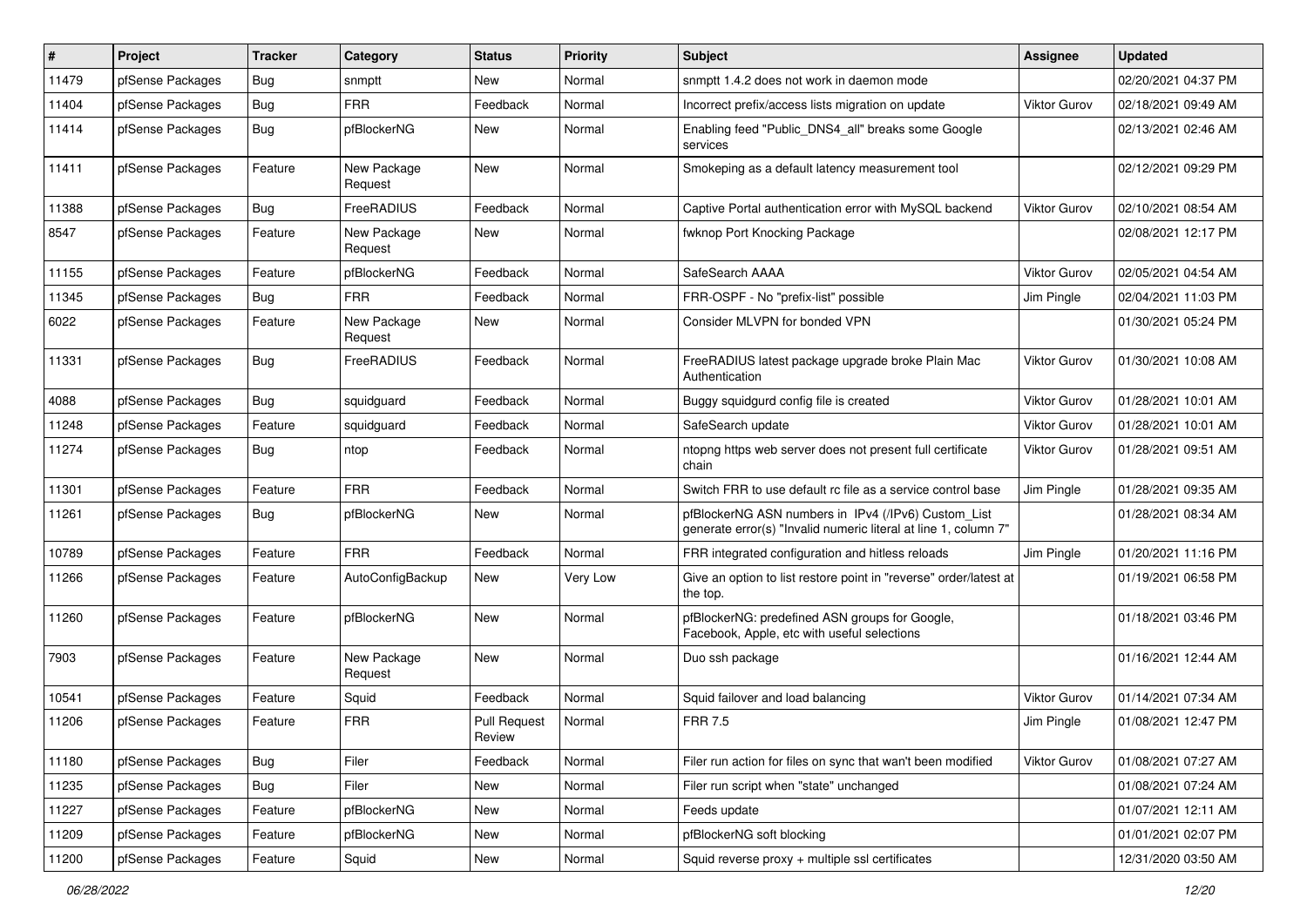| # | Project | Tracker | Category | Status | Priority | Subject | Assignee | Updated |
|---|---|---|---|---|---|---|---|---|
| 11479 | pfSense Packages | Bug | snmptt | New | Normal | snmptt 1.4.2 does not work in daemon mode | | 02/20/2021 04:37 PM |
| 11404 | pfSense Packages | Bug | FRR | Feedback | Normal | Incorrect prefix/access lists migration on update | Viktor Gurov | 02/18/2021 09:49 AM |
| 11414 | pfSense Packages | Bug | pfBlockerNG | New | Normal | Enabling feed "Public_DNS4_all" breaks some Google services | | 02/13/2021 02:46 AM |
| 11411 | pfSense Packages | Feature | New Package Request | New | Normal | Smokeping as a default latency measurement tool | | 02/12/2021 09:29 PM |
| 11388 | pfSense Packages | Bug | FreeRADIUS | Feedback | Normal | Captive Portal authentication error with MySQL backend | Viktor Gurov | 02/10/2021 08:54 AM |
| 8547 | pfSense Packages | Feature | New Package Request | New | Normal | fwknop Port Knocking Package | | 02/08/2021 12:17 PM |
| 11155 | pfSense Packages | Feature | pfBlockerNG | Feedback | Normal | SafeSearch AAAA | Viktor Gurov | 02/05/2021 04:54 AM |
| 11345 | pfSense Packages | Bug | FRR | Feedback | Normal | FRR-OSPF - No "prefix-list" possible | Jim Pingle | 02/04/2021 11:03 PM |
| 6022 | pfSense Packages | Feature | New Package Request | New | Normal | Consider MLVPN for bonded VPN | | 01/30/2021 05:24 PM |
| 11331 | pfSense Packages | Bug | FreeRADIUS | Feedback | Normal | FreeRADIUS latest package upgrade broke Plain Mac Authentication | Viktor Gurov | 01/30/2021 10:08 AM |
| 4088 | pfSense Packages | Bug | squidguard | Feedback | Normal | Buggy squidgurd config file is created | Viktor Gurov | 01/28/2021 10:01 AM |
| 11248 | pfSense Packages | Feature | squidguard | Feedback | Normal | SafeSearch update | Viktor Gurov | 01/28/2021 10:01 AM |
| 11274 | pfSense Packages | Bug | ntop | Feedback | Normal | ntopng https web server does not present full certificate chain | Viktor Gurov | 01/28/2021 09:51 AM |
| 11301 | pfSense Packages | Feature | FRR | Feedback | Normal | Switch FRR to use default rc file as a service control base | Jim Pingle | 01/28/2021 09:35 AM |
| 11261 | pfSense Packages | Bug | pfBlockerNG | New | Normal | pfBlockerNG ASN numbers in IPv4 (/IPv6) Custom_List generate error(s) "Invalid numeric literal at line 1, column 7" | | 01/28/2021 08:34 AM |
| 10789 | pfSense Packages | Feature | FRR | Feedback | Normal | FRR integrated configuration and hitless reloads | Jim Pingle | 01/20/2021 11:16 PM |
| 11266 | pfSense Packages | Feature | AutoConfigBackup | New | Very Low | Give an option to list restore point in "reverse" order/latest at the top. | | 01/19/2021 06:58 PM |
| 11260 | pfSense Packages | Feature | pfBlockerNG | New | Normal | pfBlockerNG: predefined ASN groups for Google, Facebook, Apple, etc with useful selections | | 01/18/2021 03:46 PM |
| 7903 | pfSense Packages | Feature | New Package Request | New | Normal | Duo ssh package | | 01/16/2021 12:44 AM |
| 10541 | pfSense Packages | Feature | Squid | Feedback | Normal | Squid failover and load balancing | Viktor Gurov | 01/14/2021 07:34 AM |
| 11206 | pfSense Packages | Feature | FRR | Pull Request Review | Normal | FRR 7.5 | Jim Pingle | 01/08/2021 12:47 PM |
| 11180 | pfSense Packages | Bug | Filer | Feedback | Normal | Filer run action for files on sync that wan't been modified | Viktor Gurov | 01/08/2021 07:27 AM |
| 11235 | pfSense Packages | Bug | Filer | New | Normal | Filer run script when "state" unchanged | | 01/08/2021 07:24 AM |
| 11227 | pfSense Packages | Feature | pfBlockerNG | New | Normal | Feeds update | | 01/07/2021 12:11 AM |
| 11209 | pfSense Packages | Feature | pfBlockerNG | New | Normal | pfBlockerNG soft blocking | | 01/01/2021 02:07 PM |
| 11200 | pfSense Packages | Feature | Squid | New | Normal | Squid reverse proxy + multiple ssl certificates | | 12/31/2020 03:50 AM |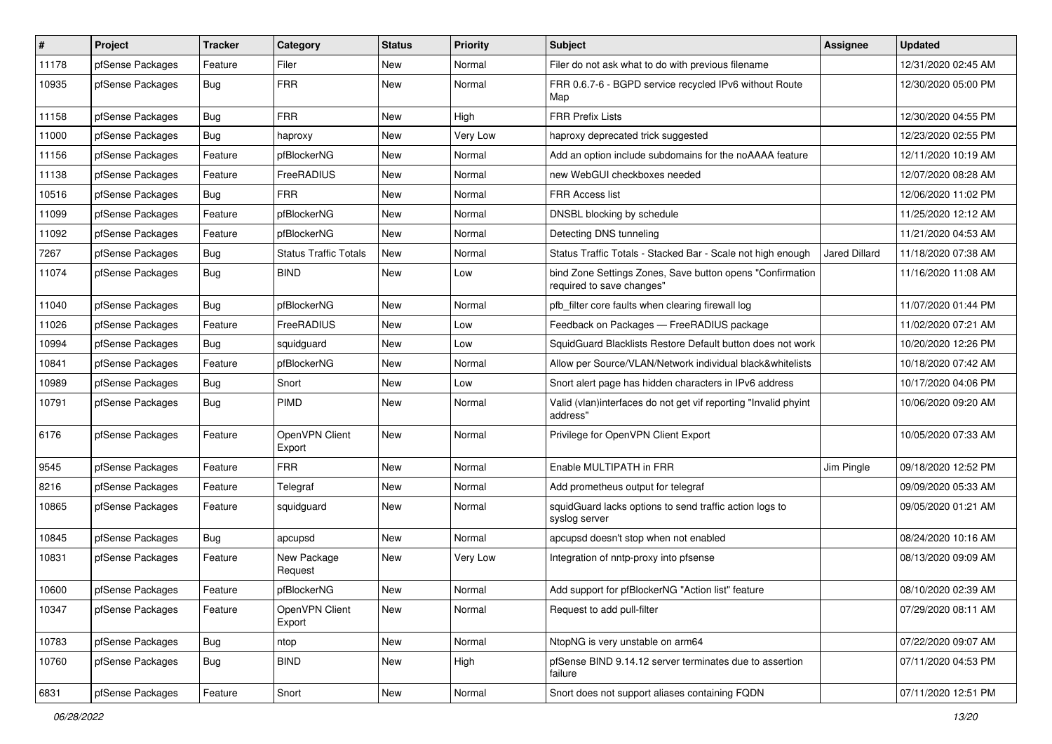| # | Project | Tracker | Category | Status | Priority | Subject | Assignee | Updated |
|---|---|---|---|---|---|---|---|---|
| 11178 | pfSense Packages | Feature | Filer | New | Normal | Filer do not ask what to do with previous filename | | 12/31/2020 02:45 AM |
| 10935 | pfSense Packages | Bug | FRR | New | Normal | FRR 0.6.7-6 - BGPD service recycled IPv6 without Route Map | | 12/30/2020 05:00 PM |
| 11158 | pfSense Packages | Bug | FRR | New | High | FRR Prefix Lists | | 12/30/2020 04:55 PM |
| 11000 | pfSense Packages | Bug | haproxy | New | Very Low | haproxy deprecated trick suggested | | 12/23/2020 02:55 PM |
| 11156 | pfSense Packages | Feature | pfBlockerNG | New | Normal | Add an option include subdomains for the noAAAA feature | | 12/11/2020 10:19 AM |
| 11138 | pfSense Packages | Feature | FreeRADIUS | New | Normal | new WebGUI checkboxes needed | | 12/07/2020 08:28 AM |
| 10516 | pfSense Packages | Bug | FRR | New | Normal | FRR Access list | | 12/06/2020 11:02 PM |
| 11099 | pfSense Packages | Feature | pfBlockerNG | New | Normal | DNSBL blocking by schedule | | 11/25/2020 12:12 AM |
| 11092 | pfSense Packages | Feature | pfBlockerNG | New | Normal | Detecting DNS tunneling | | 11/21/2020 04:53 AM |
| 7267 | pfSense Packages | Bug | Status Traffic Totals | New | Normal | Status Traffic Totals - Stacked Bar - Scale not high enough | Jared Dillard | 11/18/2020 07:38 AM |
| 11074 | pfSense Packages | Bug | BIND | New | Low | bind Zone Settings Zones, Save button opens "Confirmation required to save changes" | | 11/16/2020 11:08 AM |
| 11040 | pfSense Packages | Bug | pfBlockerNG | New | Normal | pfb_filter core faults when clearing firewall log | | 11/07/2020 01:44 PM |
| 11026 | pfSense Packages | Feature | FreeRADIUS | New | Low | Feedback on Packages — FreeRADIUS package | | 11/02/2020 07:21 AM |
| 10994 | pfSense Packages | Bug | squidguard | New | Low | SquidGuard Blacklists Restore Default button does not work | | 10/20/2020 12:26 PM |
| 10841 | pfSense Packages | Feature | pfBlockerNG | New | Normal | Allow per Source/VLAN/Network individual black&whitelists | | 10/18/2020 07:42 AM |
| 10989 | pfSense Packages | Bug | Snort | New | Low | Snort alert page has hidden characters in IPv6 address | | 10/17/2020 04:06 PM |
| 10791 | pfSense Packages | Bug | PIMD | New | Normal | Valid (vlan)interfaces do not get vif reporting "Invalid phyint address" | | 10/06/2020 09:20 AM |
| 6176 | pfSense Packages | Feature | OpenVPN Client Export | New | Normal | Privilege for OpenVPN Client Export | | 10/05/2020 07:33 AM |
| 9545 | pfSense Packages | Feature | FRR | New | Normal | Enable MULTIPATH in FRR | Jim Pingle | 09/18/2020 12:52 PM |
| 8216 | pfSense Packages | Feature | Telegraf | New | Normal | Add prometheus output for telegraf | | 09/09/2020 05:33 AM |
| 10865 | pfSense Packages | Feature | squidguard | New | Normal | squidGuard lacks options to send traffic action logs to syslog server | | 09/05/2020 01:21 AM |
| 10845 | pfSense Packages | Bug | apcupsd | New | Normal | apcupsd doesn't stop when not enabled | | 08/24/2020 10:16 AM |
| 10831 | pfSense Packages | Feature | New Package Request | New | Very Low | Integration of nntp-proxy into pfsense | | 08/13/2020 09:09 AM |
| 10600 | pfSense Packages | Feature | pfBlockerNG | New | Normal | Add support for pfBlockerNG "Action list" feature | | 08/10/2020 02:39 AM |
| 10347 | pfSense Packages | Feature | OpenVPN Client Export | New | Normal | Request to add pull-filter | | 07/29/2020 08:11 AM |
| 10783 | pfSense Packages | Bug | ntop | New | Normal | NtopNG is very unstable on arm64 | | 07/22/2020 09:07 AM |
| 10760 | pfSense Packages | Bug | BIND | New | High | pfSense BIND 9.14.12 server terminates due to assertion failure | | 07/11/2020 04:53 PM |
| 6831 | pfSense Packages | Feature | Snort | New | Normal | Snort does not support aliases containing FQDN | | 07/11/2020 12:51 PM |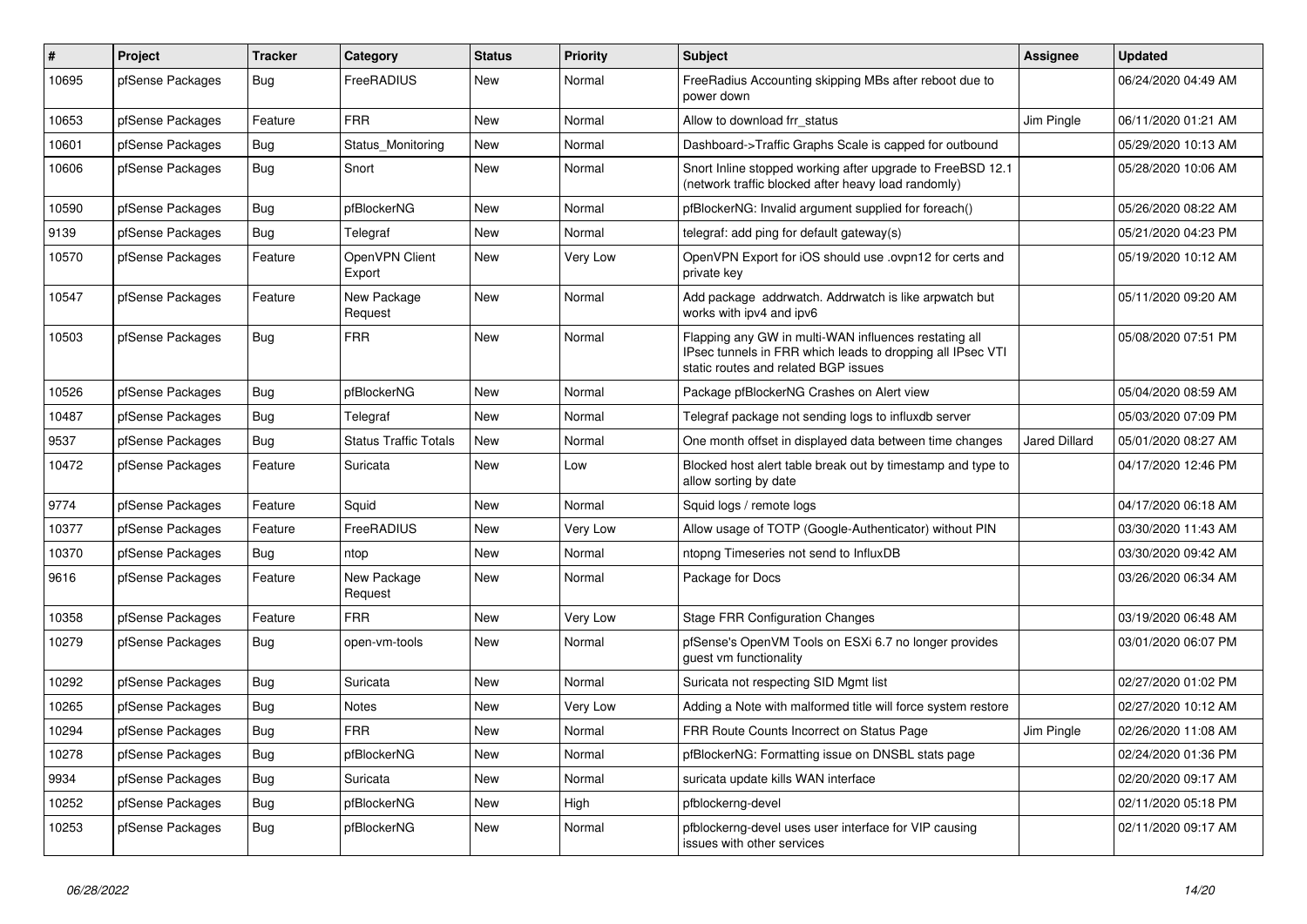| # | Project | Tracker | Category | Status | Priority | Subject | Assignee | Updated |
|---|---|---|---|---|---|---|---|---|
| 10695 | pfSense Packages | Bug | FreeRADIUS | New | Normal | FreeRadius Accounting skipping MBs after reboot due to power down | | 06/24/2020 04:49 AM |
| 10653 | pfSense Packages | Feature | FRR | New | Normal | Allow to download frr_status | Jim Pingle | 06/11/2020 01:21 AM |
| 10601 | pfSense Packages | Bug | Status_Monitoring | New | Normal | Dashboard->Traffic Graphs Scale is capped for outbound | | 05/29/2020 10:13 AM |
| 10606 | pfSense Packages | Bug | Snort | New | Normal | Snort Inline stopped working after upgrade to FreeBSD 12.1 (network traffic blocked after heavy load randomly) | | 05/28/2020 10:06 AM |
| 10590 | pfSense Packages | Bug | pfBlockerNG | New | Normal | pfBlockerNG: Invalid argument supplied for foreach() | | 05/26/2020 08:22 AM |
| 9139 | pfSense Packages | Bug | Telegraf | New | Normal | telegraf: add ping for default gateway(s) | | 05/21/2020 04:23 PM |
| 10570 | pfSense Packages | Feature | OpenVPN Client Export | New | Very Low | OpenVPN Export for iOS should use .ovpn12 for certs and private key | | 05/19/2020 10:12 AM |
| 10547 | pfSense Packages | Feature | New Package Request | New | Normal | Add package addrwatch. Addrwatch is like arpwatch but works with ipv4 and ipv6 | | 05/11/2020 09:20 AM |
| 10503 | pfSense Packages | Bug | FRR | New | Normal | Flapping any GW in multi-WAN influences restating all IPsec tunnels in FRR which leads to dropping all IPsec VTI static routes and related BGP issues | | 05/08/2020 07:51 PM |
| 10526 | pfSense Packages | Bug | pfBlockerNG | New | Normal | Package pfBlockerNG Crashes on Alert view | | 05/04/2020 08:59 AM |
| 10487 | pfSense Packages | Bug | Telegraf | New | Normal | Telegraf package not sending logs to influxdb server | | 05/03/2020 07:09 PM |
| 9537 | pfSense Packages | Bug | Status Traffic Totals | New | Normal | One month offset in displayed data between time changes | Jared Dillard | 05/01/2020 08:27 AM |
| 10472 | pfSense Packages | Feature | Suricata | New | Low | Blocked host alert table break out by timestamp and type to allow sorting by date | | 04/17/2020 12:46 PM |
| 9774 | pfSense Packages | Feature | Squid | New | Normal | Squid logs / remote logs | | 04/17/2020 06:18 AM |
| 10377 | pfSense Packages | Feature | FreeRADIUS | New | Very Low | Allow usage of TOTP (Google-Authenticator) without PIN | | 03/30/2020 11:43 AM |
| 10370 | pfSense Packages | Bug | ntop | New | Normal | ntopng Timeseries not send to InfluxDB | | 03/30/2020 09:42 AM |
| 9616 | pfSense Packages | Feature | New Package Request | New | Normal | Package for Docs | | 03/26/2020 06:34 AM |
| 10358 | pfSense Packages | Feature | FRR | New | Very Low | Stage FRR Configuration Changes | | 03/19/2020 06:48 AM |
| 10279 | pfSense Packages | Bug | open-vm-tools | New | Normal | pfSense's OpenVM Tools on ESXi 6.7 no longer provides guest vm functionality | | 03/01/2020 06:07 PM |
| 10292 | pfSense Packages | Bug | Suricata | New | Normal | Suricata not respecting SID Mgmt list | | 02/27/2020 01:02 PM |
| 10265 | pfSense Packages | Bug | Notes | New | Very Low | Adding a Note with malformed title will force system restore | | 02/27/2020 10:12 AM |
| 10294 | pfSense Packages | Bug | FRR | New | Normal | FRR Route Counts Incorrect on Status Page | Jim Pingle | 02/26/2020 11:08 AM |
| 10278 | pfSense Packages | Bug | pfBlockerNG | New | Normal | pfBlockerNG: Formatting issue on DNSBL stats page | | 02/24/2020 01:36 PM |
| 9934 | pfSense Packages | Bug | Suricata | New | Normal | suricata update kills WAN interface | | 02/20/2020 09:17 AM |
| 10252 | pfSense Packages | Bug | pfBlockerNG | New | High | pfblockerng-devel | | 02/11/2020 05:18 PM |
| 10253 | pfSense Packages | Bug | pfBlockerNG | New | Normal | pfblockerng-devel uses user interface for VIP causing issues with other services | | 02/11/2020 09:17 AM |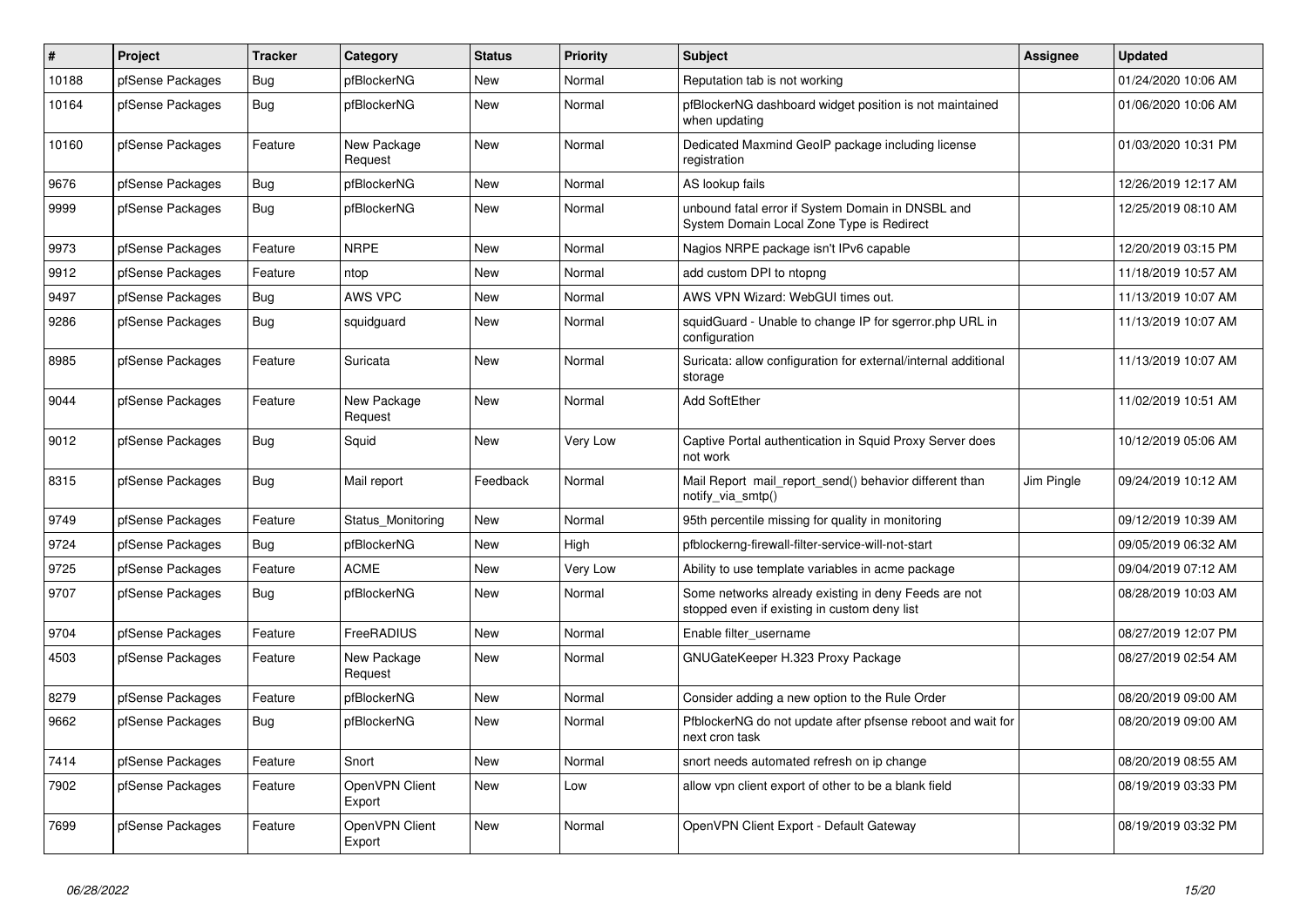| # | Project | Tracker | Category | Status | Priority | Subject | Assignee | Updated |
|---|---|---|---|---|---|---|---|---|
| 10188 | pfSense Packages | Bug | pfBlockerNG | New | Normal | Reputation tab is not working | | 01/24/2020 10:06 AM |
| 10164 | pfSense Packages | Bug | pfBlockerNG | New | Normal | pfBlockerNG dashboard widget position is not maintained when updating | | 01/06/2020 10:06 AM |
| 10160 | pfSense Packages | Feature | New Package Request | New | Normal | Dedicated Maxmind GeoIP package including license registration | | 01/03/2020 10:31 PM |
| 9676 | pfSense Packages | Bug | pfBlockerNG | New | Normal | AS lookup fails | | 12/26/2019 12:17 AM |
| 9999 | pfSense Packages | Bug | pfBlockerNG | New | Normal | unbound fatal error if System Domain in DNSBL and System Domain Local Zone Type is Redirect | | 12/25/2019 08:10 AM |
| 9973 | pfSense Packages | Feature | NRPE | New | Normal | Nagios NRPE package isn't IPv6 capable | | 12/20/2019 03:15 PM |
| 9912 | pfSense Packages | Feature | ntop | New | Normal | add custom DPI to ntopng | | 11/18/2019 10:57 AM |
| 9497 | pfSense Packages | Bug | AWS VPC | New | Normal | AWS VPN Wizard: WebGUI times out. | | 11/13/2019 10:07 AM |
| 9286 | pfSense Packages | Bug | squidguard | New | Normal | squidGuard - Unable to change IP for sgerror.php URL in configuration | | 11/13/2019 10:07 AM |
| 8985 | pfSense Packages | Feature | Suricata | New | Normal | Suricata: allow configuration for external/internal additional storage | | 11/13/2019 10:07 AM |
| 9044 | pfSense Packages | Feature | New Package Request | New | Normal | Add SoftEther | | 11/02/2019 10:51 AM |
| 9012 | pfSense Packages | Bug | Squid | New | Very Low | Captive Portal authentication in Squid Proxy Server does not work | | 10/12/2019 05:06 AM |
| 8315 | pfSense Packages | Bug | Mail report | Feedback | Normal | Mail Report mail_report_send() behavior different than notify_via_smtp() | Jim Pingle | 09/24/2019 10:12 AM |
| 9749 | pfSense Packages | Feature | Status_Monitoring | New | Normal | 95th percentile missing for quality in monitoring | | 09/12/2019 10:39 AM |
| 9724 | pfSense Packages | Bug | pfBlockerNG | New | High | pfblockerng-firewall-filter-service-will-not-start | | 09/05/2019 06:32 AM |
| 9725 | pfSense Packages | Feature | ACME | New | Very Low | Ability to use template variables in acme package | | 09/04/2019 07:12 AM |
| 9707 | pfSense Packages | Bug | pfBlockerNG | New | Normal | Some networks already existing in deny Feeds are not stopped even if existing in custom deny list | | 08/28/2019 10:03 AM |
| 9704 | pfSense Packages | Feature | FreeRADIUS | New | Normal | Enable filter_username | | 08/27/2019 12:07 PM |
| 4503 | pfSense Packages | Feature | New Package Request | New | Normal | GNUGateKeeper H.323 Proxy Package | | 08/27/2019 02:54 AM |
| 8279 | pfSense Packages | Feature | pfBlockerNG | New | Normal | Consider adding a new option to the Rule Order | | 08/20/2019 09:00 AM |
| 9662 | pfSense Packages | Bug | pfBlockerNG | New | Normal | PfblockerNG do not update after pfsense reboot and wait for next cron task | | 08/20/2019 09:00 AM |
| 7414 | pfSense Packages | Feature | Snort | New | Normal | snort needs automated refresh on ip change | | 08/20/2019 08:55 AM |
| 7902 | pfSense Packages | Feature | OpenVPN Client Export | New | Low | allow vpn client export of other to be a blank field | | 08/19/2019 03:33 PM |
| 7699 | pfSense Packages | Feature | OpenVPN Client Export | New | Normal | OpenVPN Client Export - Default Gateway | | 08/19/2019 03:32 PM |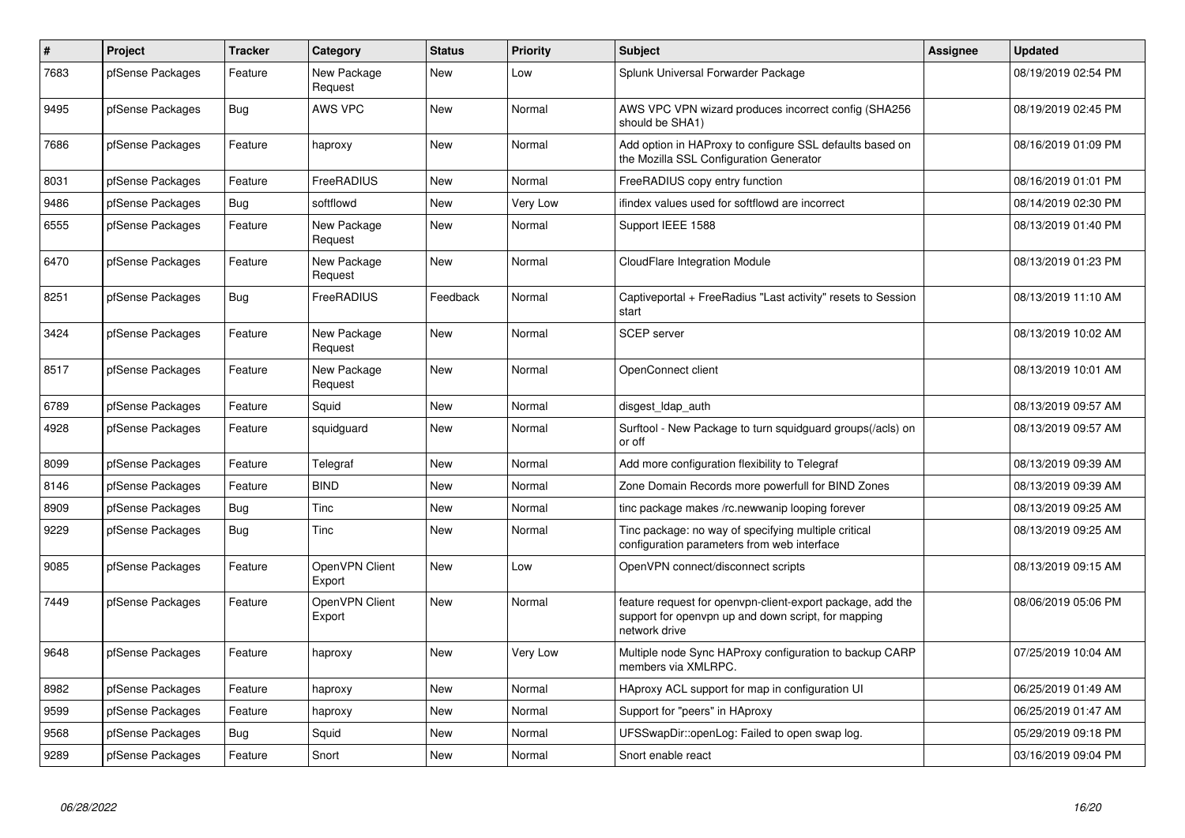| # | Project | Tracker | Category | Status | Priority | Subject | Assignee | Updated |
|---|---|---|---|---|---|---|---|---|
| 7683 | pfSense Packages | Feature | New Package Request | New | Low | Splunk Universal Forwarder Package | | 08/19/2019 02:54 PM |
| 9495 | pfSense Packages | Bug | AWS VPC | New | Normal | AWS VPC VPN wizard produces incorrect config (SHA256 should be SHA1) | | 08/19/2019 02:45 PM |
| 7686 | pfSense Packages | Feature | haproxy | New | Normal | Add option in HAProxy to configure SSL defaults based on the Mozilla SSL Configuration Generator | | 08/16/2019 01:09 PM |
| 8031 | pfSense Packages | Feature | FreeRADIUS | New | Normal | FreeRADIUS copy entry function | | 08/16/2019 01:01 PM |
| 9486 | pfSense Packages | Bug | softflowd | New | Very Low | ifindex values used for softflowd are incorrect | | 08/14/2019 02:30 PM |
| 6555 | pfSense Packages | Feature | New Package Request | New | Normal | Support IEEE 1588 | | 08/13/2019 01:40 PM |
| 6470 | pfSense Packages | Feature | New Package Request | New | Normal | CloudFlare Integration Module | | 08/13/2019 01:23 PM |
| 8251 | pfSense Packages | Bug | FreeRADIUS | Feedback | Normal | Captiveportal + FreeRadius "Last activity" resets to Session start | | 08/13/2019 11:10 AM |
| 3424 | pfSense Packages | Feature | New Package Request | New | Normal | SCEP server | | 08/13/2019 10:02 AM |
| 8517 | pfSense Packages | Feature | New Package Request | New | Normal | OpenConnect client | | 08/13/2019 10:01 AM |
| 6789 | pfSense Packages | Feature | Squid | New | Normal | disgest_ldap_auth | | 08/13/2019 09:57 AM |
| 4928 | pfSense Packages | Feature | squidguard | New | Normal | Surftool - New Package to turn squidguard groups(/acls) on or off | | 08/13/2019 09:57 AM |
| 8099 | pfSense Packages | Feature | Telegraf | New | Normal | Add more configuration flexibility to Telegraf | | 08/13/2019 09:39 AM |
| 8146 | pfSense Packages | Feature | BIND | New | Normal | Zone Domain Records more powerfull for BIND Zones | | 08/13/2019 09:39 AM |
| 8909 | pfSense Packages | Bug | Tinc | New | Normal | tinc package makes /rc.newwanip looping forever | | 08/13/2019 09:25 AM |
| 9229 | pfSense Packages | Bug | Tinc | New | Normal | Tinc package: no way of specifying multiple critical configuration parameters from web interface | | 08/13/2019 09:25 AM |
| 9085 | pfSense Packages | Feature | OpenVPN Client Export | New | Low | OpenVPN connect/disconnect scripts | | 08/13/2019 09:15 AM |
| 7449 | pfSense Packages | Feature | OpenVPN Client Export | New | Normal | feature request for openvpn-client-export package, add the support for openvpn up and down script, for mapping network drive | | 08/06/2019 05:06 PM |
| 9648 | pfSense Packages | Feature | haproxy | New | Very Low | Multiple node Sync HAProxy configuration to backup CARP members via XMLRPC. | | 07/25/2019 10:04 AM |
| 8982 | pfSense Packages | Feature | haproxy | New | Normal | HAproxy ACL support for map in configuration UI | | 06/25/2019 01:49 AM |
| 9599 | pfSense Packages | Feature | haproxy | New | Normal | Support for "peers" in HAproxy | | 06/25/2019 01:47 AM |
| 9568 | pfSense Packages | Bug | Squid | New | Normal | UFSSwapDir::openLog: Failed to open swap log. | | 05/29/2019 09:18 PM |
| 9289 | pfSense Packages | Feature | Snort | New | Normal | Snort enable react | | 03/16/2019 09:04 PM |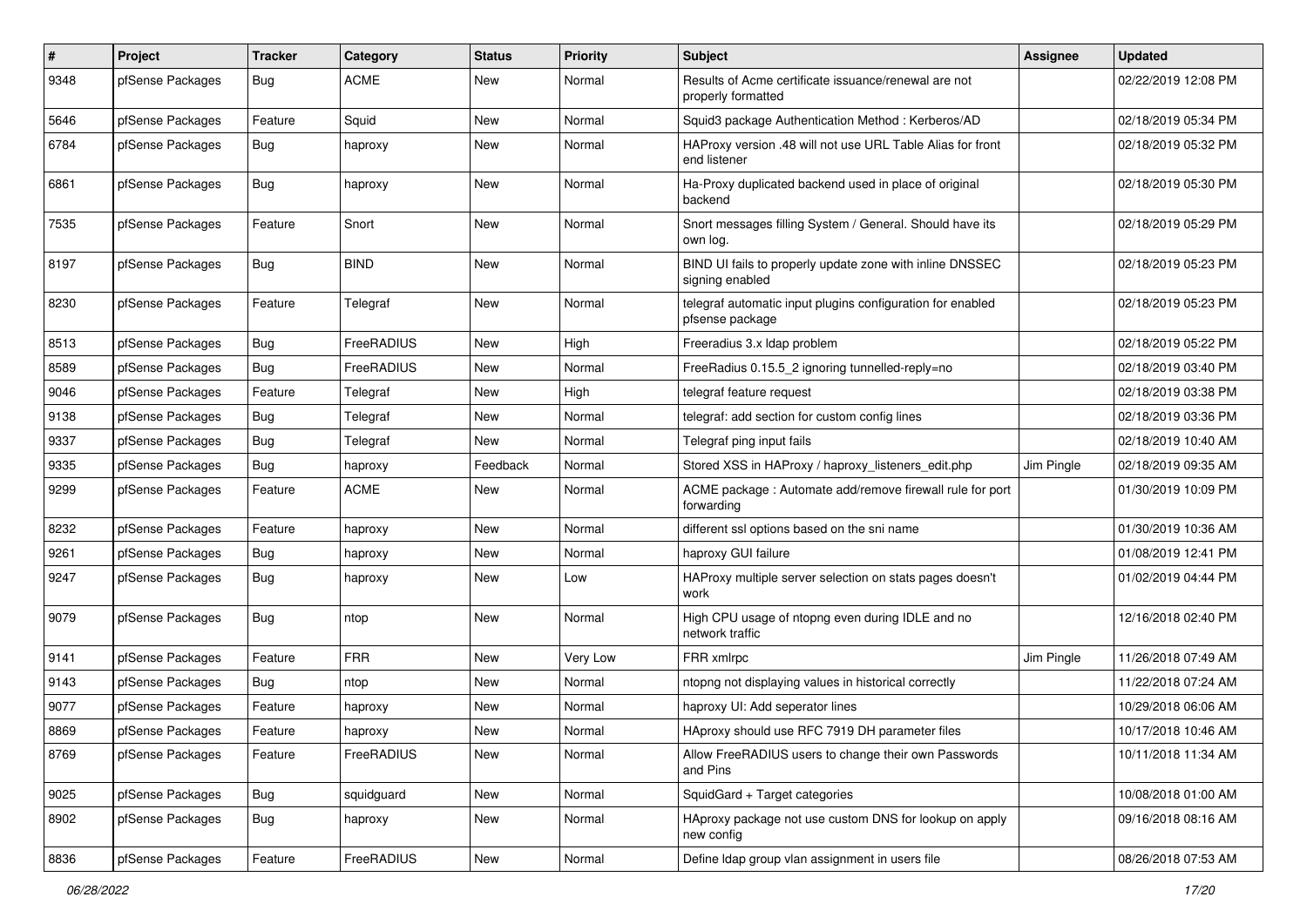| # | Project | Tracker | Category | Status | Priority | Subject | Assignee | Updated |
|---|---|---|---|---|---|---|---|---|
| 9348 | pfSense Packages | Bug | ACME | New | Normal | Results of Acme certificate issuance/renewal are not properly formatted | | 02/22/2019 12:08 PM |
| 5646 | pfSense Packages | Feature | Squid | New | Normal | Squid3 package Authentication Method : Kerberos/AD | | 02/18/2019 05:34 PM |
| 6784 | pfSense Packages | Bug | haproxy | New | Normal | HAProxy version .48 will not use URL Table Alias for front end listener | | 02/18/2019 05:32 PM |
| 6861 | pfSense Packages | Bug | haproxy | New | Normal | Ha-Proxy duplicated backend used in place of original backend | | 02/18/2019 05:30 PM |
| 7535 | pfSense Packages | Feature | Snort | New | Normal | Snort messages filling System / General. Should have its own log. | | 02/18/2019 05:29 PM |
| 8197 | pfSense Packages | Bug | BIND | New | Normal | BIND UI fails to properly update zone with inline DNSSEC signing enabled | | 02/18/2019 05:23 PM |
| 8230 | pfSense Packages | Feature | Telegraf | New | Normal | telegraf automatic input plugins configuration for enabled pfsense package | | 02/18/2019 05:23 PM |
| 8513 | pfSense Packages | Bug | FreeRADIUS | New | High | Freeradius 3.x ldap problem | | 02/18/2019 05:22 PM |
| 8589 | pfSense Packages | Bug | FreeRADIUS | New | Normal | FreeRadius 0.15.5_2 ignoring tunnelled-reply=no | | 02/18/2019 03:40 PM |
| 9046 | pfSense Packages | Feature | Telegraf | New | High | telegraf feature request | | 02/18/2019 03:38 PM |
| 9138 | pfSense Packages | Bug | Telegraf | New | Normal | telegraf: add section for custom config lines | | 02/18/2019 03:36 PM |
| 9337 | pfSense Packages | Bug | Telegraf | New | Normal | Telegraf ping input fails | | 02/18/2019 10:40 AM |
| 9335 | pfSense Packages | Bug | haproxy | Feedback | Normal | Stored XSS in HAProxy / haproxy_listeners_edit.php | Jim Pingle | 02/18/2019 09:35 AM |
| 9299 | pfSense Packages | Feature | ACME | New | Normal | ACME package : Automate add/remove firewall rule for port forwarding | | 01/30/2019 10:09 PM |
| 8232 | pfSense Packages | Feature | haproxy | New | Normal | different ssl options based on the sni name | | 01/30/2019 10:36 AM |
| 9261 | pfSense Packages | Bug | haproxy | New | Normal | haproxy GUI failure | | 01/08/2019 12:41 PM |
| 9247 | pfSense Packages | Bug | haproxy | New | Low | HAProxy multiple server selection on stats pages doesn't work | | 01/02/2019 04:44 PM |
| 9079 | pfSense Packages | Bug | ntop | New | Normal | High CPU usage of ntopng even during IDLE and no network traffic | | 12/16/2018 02:40 PM |
| 9141 | pfSense Packages | Feature | FRR | New | Very Low | FRR xmlrpc | Jim Pingle | 11/26/2018 07:49 AM |
| 9143 | pfSense Packages | Bug | ntop | New | Normal | ntopng not displaying values in historical correctly | | 11/22/2018 07:24 AM |
| 9077 | pfSense Packages | Feature | haproxy | New | Normal | haproxy UI: Add seperator lines | | 10/29/2018 06:06 AM |
| 8869 | pfSense Packages | Feature | haproxy | New | Normal | HAproxy should use RFC 7919 DH parameter files | | 10/17/2018 10:46 AM |
| 8769 | pfSense Packages | Feature | FreeRADIUS | New | Normal | Allow FreeRADIUS users to change their own Passwords and Pins | | 10/11/2018 11:34 AM |
| 9025 | pfSense Packages | Bug | squidguard | New | Normal | SquidGard + Target categories | | 10/08/2018 01:00 AM |
| 8902 | pfSense Packages | Bug | haproxy | New | Normal | HAproxy package not use custom DNS for lookup on apply new config | | 09/16/2018 08:16 AM |
| 8836 | pfSense Packages | Feature | FreeRADIUS | New | Normal | Define ldap group vlan assignment in users file | | 08/26/2018 07:53 AM |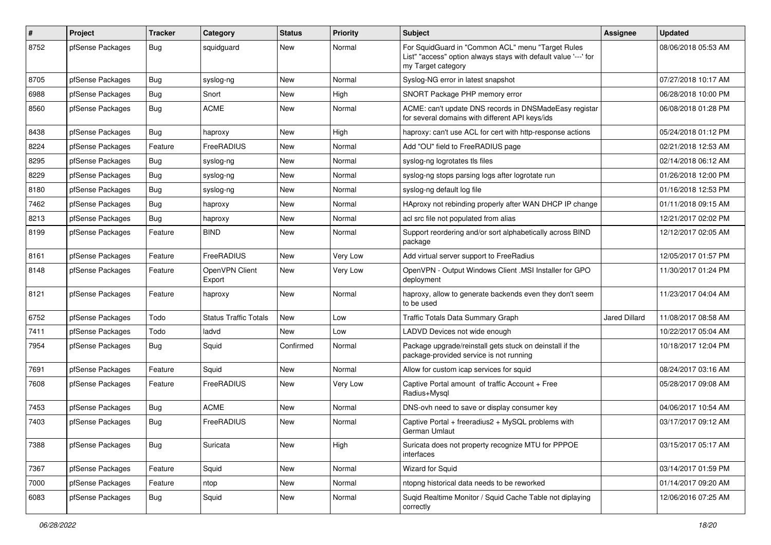| # | Project | Tracker | Category | Status | Priority | Subject | Assignee | Updated |
|---|---|---|---|---|---|---|---|---|
| 8752 | pfSense Packages | Bug | squidguard | New | Normal | For SquidGuard in "Common ACL" menu "Target Rules List" "access" option always stays with default value '---' for my Target category | | 08/06/2018 05:53 AM |
| 8705 | pfSense Packages | Bug | syslog-ng | New | Normal | Syslog-NG error in latest snapshot | | 07/27/2018 10:17 AM |
| 6988 | pfSense Packages | Bug | Snort | New | High | SNORT Package PHP memory error | | 06/28/2018 10:00 PM |
| 8560 | pfSense Packages | Bug | ACME | New | Normal | ACME: can't update DNS records in DNSMadeEasy registar for several domains with different API keys/ids | | 06/08/2018 01:28 PM |
| 8438 | pfSense Packages | Bug | haproxy | New | High | haproxy: can't use ACL for cert with http-response actions | | 05/24/2018 01:12 PM |
| 8224 | pfSense Packages | Feature | FreeRADIUS | New | Normal | Add "OU" field to FreeRADIUS page | | 02/21/2018 12:53 AM |
| 8295 | pfSense Packages | Bug | syslog-ng | New | Normal | syslog-ng logrotates tls files | | 02/14/2018 06:12 AM |
| 8229 | pfSense Packages | Bug | syslog-ng | New | Normal | syslog-ng stops parsing logs after logrotate run | | 01/26/2018 12:00 PM |
| 8180 | pfSense Packages | Bug | syslog-ng | New | Normal | syslog-ng default log file | | 01/16/2018 12:53 PM |
| 7462 | pfSense Packages | Bug | haproxy | New | Normal | HAproxy not rebinding properly after WAN DHCP IP change | | 01/11/2018 09:15 AM |
| 8213 | pfSense Packages | Bug | haproxy | New | Normal | acl src file not populated from alias | | 12/21/2017 02:02 PM |
| 8199 | pfSense Packages | Feature | BIND | New | Normal | Support reordering and/or sort alphabetically across BIND package | | 12/12/2017 02:05 AM |
| 8161 | pfSense Packages | Feature | FreeRADIUS | New | Very Low | Add virtual server support to FreeRadius | | 12/05/2017 01:57 PM |
| 8148 | pfSense Packages | Feature | OpenVPN Client Export | New | Very Low | OpenVPN - Output Windows Client .MSI Installer for GPO deployment | | 11/30/2017 01:24 PM |
| 8121 | pfSense Packages | Feature | haproxy | New | Normal | haproxy, allow to generate backends even they don't seem to be used | | 11/23/2017 04:04 AM |
| 6752 | pfSense Packages | Todo | Status Traffic Totals | New | Low | Traffic Totals Data Summary Graph | Jared Dillard | 11/08/2017 08:58 AM |
| 7411 | pfSense Packages | Todo | ladvd | New | Low | LADVD Devices not wide enough | | 10/22/2017 05:04 AM |
| 7954 | pfSense Packages | Bug | Squid | Confirmed | Normal | Package upgrade/reinstall gets stuck on deinstall if the package-provided service is not running | | 10/18/2017 12:04 PM |
| 7691 | pfSense Packages | Feature | Squid | New | Normal | Allow for custom icap services for squid | | 08/24/2017 03:16 AM |
| 7608 | pfSense Packages | Feature | FreeRADIUS | New | Very Low | Captive Portal amount of traffic Account + Free Radius+Mysql | | 05/28/2017 09:08 AM |
| 7453 | pfSense Packages | Bug | ACME | New | Normal | DNS-ovh need to save or display consumer key | | 04/06/2017 10:54 AM |
| 7403 | pfSense Packages | Bug | FreeRADIUS | New | Normal | Captive Portal + freeradius2 + MySQL problems with German Umlaut | | 03/17/2017 09:12 AM |
| 7388 | pfSense Packages | Bug | Suricata | New | High | Suricata does not property recognize MTU for PPPOE interfaces | | 03/15/2017 05:17 AM |
| 7367 | pfSense Packages | Feature | Squid | New | Normal | Wizard for Squid | | 03/14/2017 01:59 PM |
| 7000 | pfSense Packages | Feature | ntop | New | Normal | ntopng historical data needs to be reworked | | 01/14/2017 09:20 AM |
| 6083 | pfSense Packages | Bug | Squid | New | Normal | Suqid Realtime Monitor / Squid Cache Table not diplaying correctly | | 12/06/2016 07:25 AM |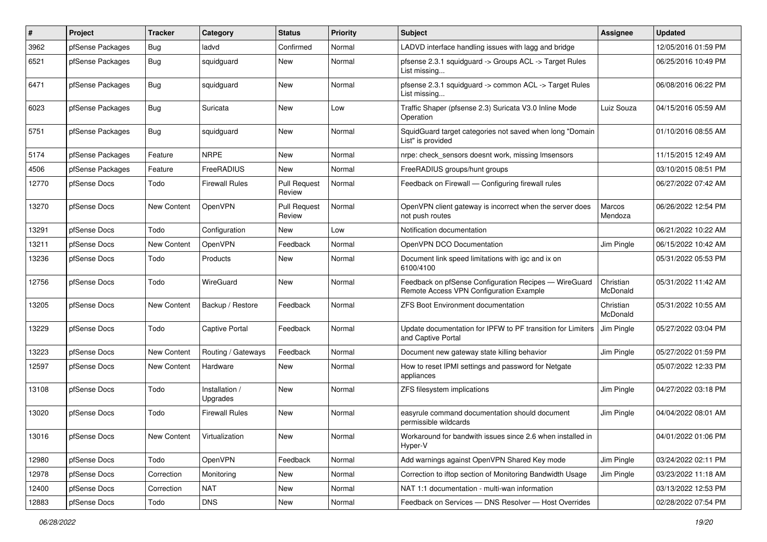| # | Project | Tracker | Category | Status | Priority | Subject | Assignee | Updated |
|---|---|---|---|---|---|---|---|---|
| 3962 | pfSense Packages | Bug | ladvd | Confirmed | Normal | LADVD interface handling issues with lagg and bridge | | 12/05/2016 01:59 PM |
| 6521 | pfSense Packages | Bug | squidguard | New | Normal | pfsense 2.3.1 squidguard -> Groups ACL -> Target Rules List missing... | | 06/25/2016 10:49 PM |
| 6471 | pfSense Packages | Bug | squidguard | New | Normal | pfsense 2.3.1 squidguard -> common ACL -> Target Rules List missing... | | 06/08/2016 06:22 PM |
| 6023 | pfSense Packages | Bug | Suricata | New | Low | Traffic Shaper (pfsense 2.3) Suricata V3.0 Inline Mode Operation | Luiz Souza | 04/15/2016 05:59 AM |
| 5751 | pfSense Packages | Bug | squidguard | New | Normal | SquidGuard target categories not saved when long "Domain List" is provided | | 01/10/2016 08:55 AM |
| 5174 | pfSense Packages | Feature | NRPE | New | Normal | nrpe: check_sensors doesnt work, missing lmsensors | | 11/15/2015 12:49 AM |
| 4506 | pfSense Packages | Feature | FreeRADIUS | New | Normal | FreeRADIUS groups/hunt groups | | 03/10/2015 08:51 PM |
| 12770 | pfSense Docs | Todo | Firewall Rules | Pull Request Review | Normal | Feedback on Firewall — Configuring firewall rules | | 06/27/2022 07:42 AM |
| 13270 | pfSense Docs | New Content | OpenVPN | Pull Request Review | Normal | OpenVPN client gateway is incorrect when the server does not push routes | Marcos Mendoza | 06/26/2022 12:54 PM |
| 13291 | pfSense Docs | Todo | Configuration | New | Low | Notification documentation | | 06/21/2022 10:22 AM |
| 13211 | pfSense Docs | New Content | OpenVPN | Feedback | Normal | OpenVPN DCO Documentation | Jim Pingle | 06/15/2022 10:42 AM |
| 13236 | pfSense Docs | Todo | Products | New | Normal | Document link speed limitations with igc and ix on 6100/4100 | | 05/31/2022 05:53 PM |
| 12756 | pfSense Docs | Todo | WireGuard | New | Normal | Feedback on pfSense Configuration Recipes — WireGuard Remote Access VPN Configuration Example | Christian McDonald | 05/31/2022 11:42 AM |
| 13205 | pfSense Docs | New Content | Backup / Restore | Feedback | Normal | ZFS Boot Environment documentation | Christian McDonald | 05/31/2022 10:55 AM |
| 13229 | pfSense Docs | Todo | Captive Portal | Feedback | Normal | Update documentation for IPFW to PF transition for Limiters and Captive Portal | Jim Pingle | 05/27/2022 03:04 PM |
| 13223 | pfSense Docs | New Content | Routing / Gateways | Feedback | Normal | Document new gateway state killing behavior | Jim Pingle | 05/27/2022 01:59 PM |
| 12597 | pfSense Docs | New Content | Hardware | New | Normal | How to reset IPMI settings and password for Netgate appliances | | 05/07/2022 12:33 PM |
| 13108 | pfSense Docs | Todo | Installation / Upgrades | New | Normal | ZFS filesystem implications | Jim Pingle | 04/27/2022 03:18 PM |
| 13020 | pfSense Docs | Todo | Firewall Rules | New | Normal | easyrule command documentation should document permissible wildcards | Jim Pingle | 04/04/2022 08:01 AM |
| 13016 | pfSense Docs | New Content | Virtualization | New | Normal | Workaround for bandwith issues since 2.6 when installed in Hyper-V | | 04/01/2022 01:06 PM |
| 12980 | pfSense Docs | Todo | OpenVPN | Feedback | Normal | Add warnings against OpenVPN Shared Key mode | Jim Pingle | 03/24/2022 02:11 PM |
| 12978 | pfSense Docs | Correction | Monitoring | New | Normal | Correction to iftop section of Monitoring Bandwidth Usage | Jim Pingle | 03/23/2022 11:18 AM |
| 12400 | pfSense Docs | Correction | NAT | New | Normal | NAT 1:1 documentation - multi-wan information | | 03/13/2022 12:53 PM |
| 12883 | pfSense Docs | Todo | DNS | New | Normal | Feedback on Services — DNS Resolver — Host Overrides | | 02/28/2022 07:54 PM |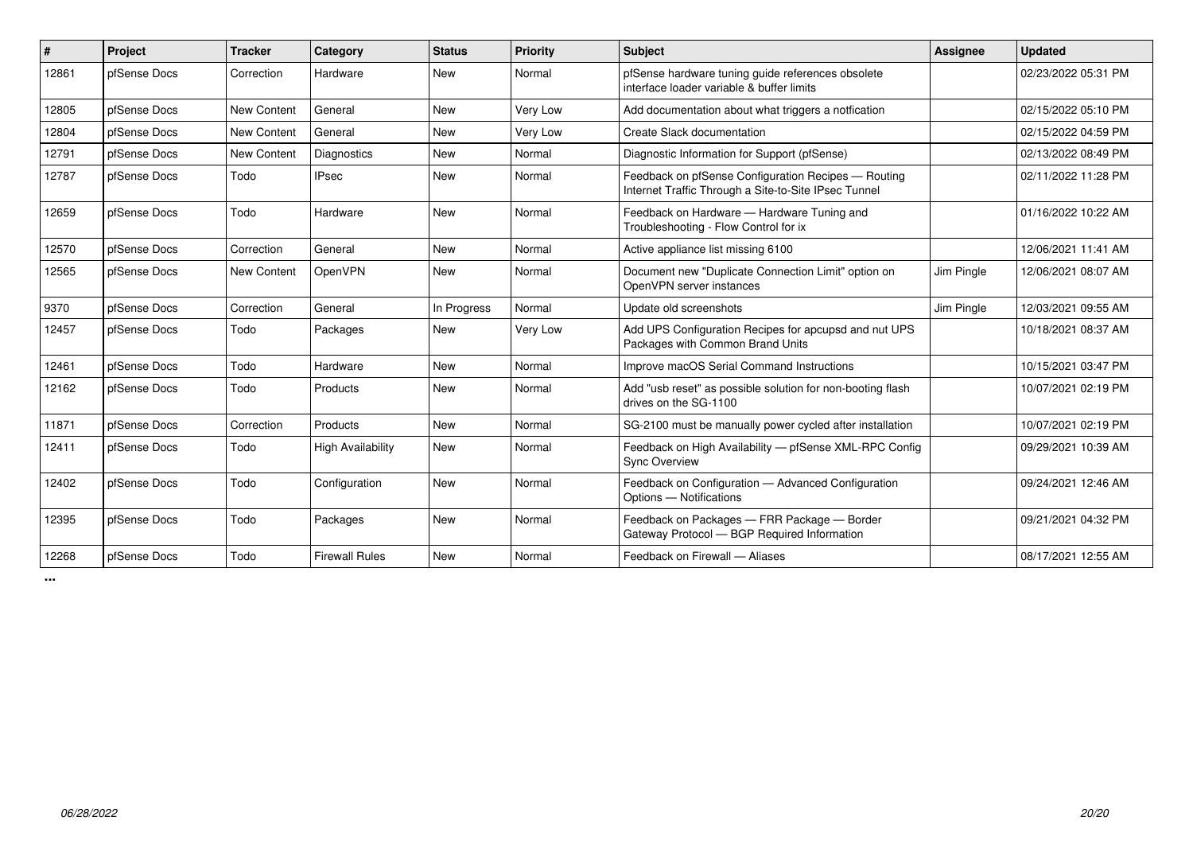| # | Project | Tracker | Category | Status | Priority | Subject | Assignee | Updated |
|---|---|---|---|---|---|---|---|---|
| 12861 | pfSense Docs | Correction | Hardware | New | Normal | pfSense hardware tuning guide references obsolete interface loader variable & buffer limits | | 02/23/2022 05:31 PM |
| 12805 | pfSense Docs | New Content | General | New | Very Low | Add documentation about what triggers a notfication | | 02/15/2022 05:10 PM |
| 12804 | pfSense Docs | New Content | General | New | Very Low | Create Slack documentation | | 02/15/2022 04:59 PM |
| 12791 | pfSense Docs | New Content | Diagnostics | New | Normal | Diagnostic Information for Support (pfSense) | | 02/13/2022 08:49 PM |
| 12787 | pfSense Docs | Todo | IPsec | New | Normal | Feedback on pfSense Configuration Recipes — Routing Internet Traffic Through a Site-to-Site IPsec Tunnel | | 02/11/2022 11:28 PM |
| 12659 | pfSense Docs | Todo | Hardware | New | Normal | Feedback on Hardware — Hardware Tuning and Troubleshooting - Flow Control for ix | | 01/16/2022 10:22 AM |
| 12570 | pfSense Docs | Correction | General | New | Normal | Active appliance list missing 6100 | | 12/06/2021 11:41 AM |
| 12565 | pfSense Docs | New Content | OpenVPN | New | Normal | Document new "Duplicate Connection Limit" option on OpenVPN server instances | Jim Pingle | 12/06/2021 08:07 AM |
| 9370 | pfSense Docs | Correction | General | In Progress | Normal | Update old screenshots | Jim Pingle | 12/03/2021 09:55 AM |
| 12457 | pfSense Docs | Todo | Packages | New | Very Low | Add UPS Configuration Recipes for apcupsd and nut UPS Packages with Common Brand Units | | 10/18/2021 08:37 AM |
| 12461 | pfSense Docs | Todo | Hardware | New | Normal | Improve macOS Serial Command Instructions | | 10/15/2021 03:47 PM |
| 12162 | pfSense Docs | Todo | Products | New | Normal | Add "usb reset" as possible solution for non-booting flash drives on the SG-1100 | | 10/07/2021 02:19 PM |
| 11871 | pfSense Docs | Correction | Products | New | Normal | SG-2100 must be manually power cycled after installation | | 10/07/2021 02:19 PM |
| 12411 | pfSense Docs | Todo | High Availability | New | Normal | Feedback on High Availability — pfSense XML-RPC Config Sync Overview | | 09/29/2021 10:39 AM |
| 12402 | pfSense Docs | Todo | Configuration | New | Normal | Feedback on Configuration — Advanced Configuration Options — Notifications | | 09/24/2021 12:46 AM |
| 12395 | pfSense Docs | Todo | Packages | New | Normal | Feedback on Packages — FRR Package — Border Gateway Protocol — BGP Required Information | | 09/21/2021 04:32 PM |
| 12268 | pfSense Docs | Todo | Firewall Rules | New | Normal | Feedback on Firewall — Aliases | | 08/17/2021 12:55 AM |

...